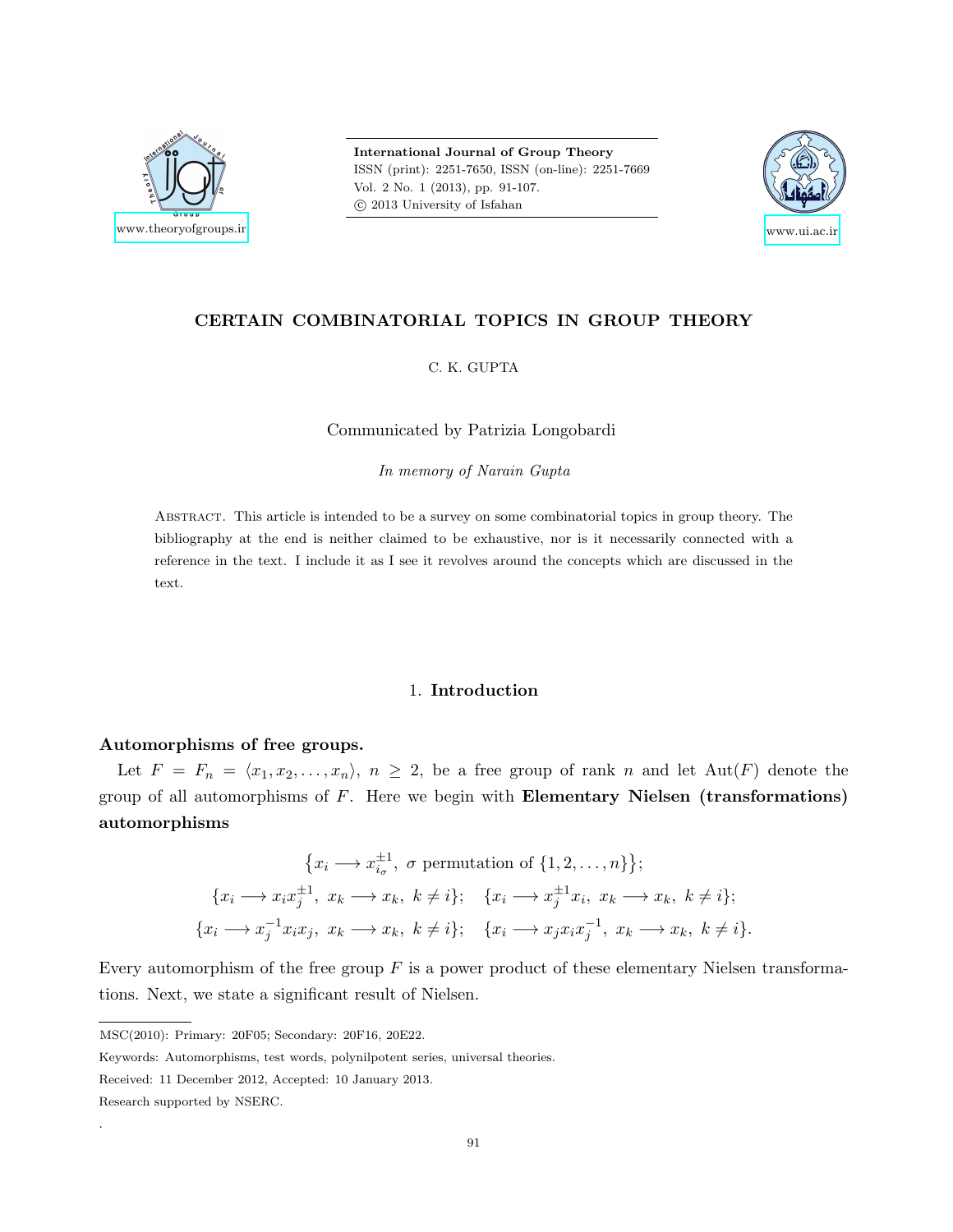International Journal of Group Theory
ISSN (print): 2251-7650, ISSN (on-line): 2251-7669
Vol. 2 No. 1 (2013), pp. 91-107.
© 2013 University of Isfahan

www.theoryofgroups.ir

www.ui.ac.ir

# CERTAIN COMBINATORIAL TOPICS IN GROUP THEORY

C. K. GUPTA

Communicated by Patrizia Longobardi

*In memory of Narain Gupta*

Abstract. This article is intended to be a survey on some combinatorial topics in group theory. The bibliography at the end is neither claimed to be exhaustive, nor is it necessarily connected with a reference in the text. I include it as I see it revolves around the concepts which are discussed in the text.

## 1. Introduction

**Automorphisms of free groups.**

Let $F = F_n = \langle x_1, x_2, \ldots, x_n \rangle$, $n \geq 2$, be a free group of rank $n$ and let $\mathrm{Aut}(F)$ denote the group of all automorphisms of $F$. Here we begin with **Elementary Nielsen (transformations) automorphisms**

$$\{x_i \longrightarrow x_{i_\sigma}^{\pm 1},\ \sigma \text{ permutation of } \{1, 2, \ldots, n\}\};$$

$$\{x_i \longrightarrow x_i x_j^{\pm 1},\ x_k \longrightarrow x_k,\ k \neq i\}; \quad \{x_i \longrightarrow x_j^{\pm 1} x_i,\ x_k \longrightarrow x_k,\ k \neq i\};$$

$$\{x_i \longrightarrow x_j^{-1} x_i x_j,\ x_k \longrightarrow x_k,\ k \neq i\}; \quad \{x_i \longrightarrow x_j x_i x_j^{-1},\ x_k \longrightarrow x_k,\ k \neq i\}.$$

Every automorphism of the free group $F$ is a power product of these elementary Nielsen transformations. Next, we state a significant result of Nielsen.

MSC(2010): Primary: 20F05; Secondary: 20F16, 20E22.

Keywords: Automorphisms, test words, polynilpotent series, universal theories.

Received: 11 December 2012, Accepted: 10 January 2013.

Research supported by NSERC.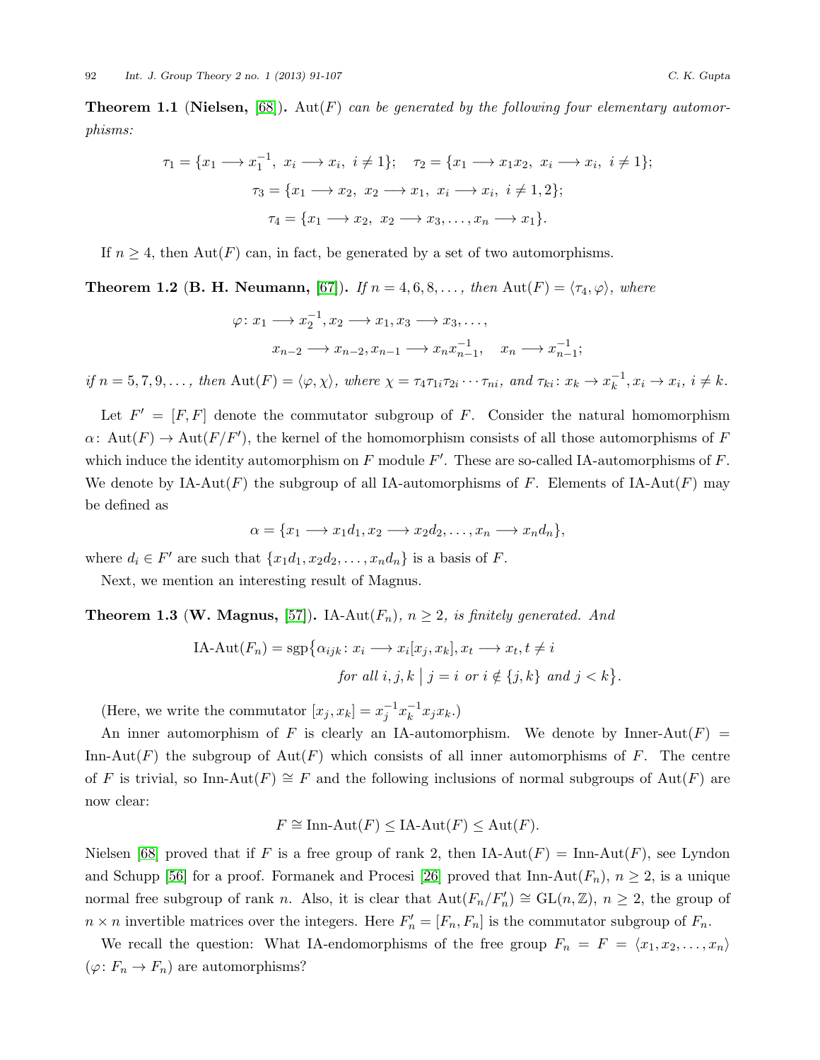**Theorem 1.1** (**Nielsen,** [68]). *$\mathrm{Aut}(F)$ can be generated by the following four elementary automorphisms:*

$$\tau_1 = \{x_1 \longrightarrow x_1^{-1},\ x_i \longrightarrow x_i,\ i \neq 1\}; \quad \tau_2 = \{x_1 \longrightarrow x_1 x_2,\ x_i \longrightarrow x_i,\ i \neq 1\};$$
$$\tau_3 = \{x_1 \longrightarrow x_2,\ x_2 \longrightarrow x_1,\ x_i \longrightarrow x_i,\ i \neq 1, 2\};$$
$$\tau_4 = \{x_1 \longrightarrow x_2,\ x_2 \longrightarrow x_3, \ldots, x_n \longrightarrow x_1\}.$$

If $n \geq 4$, then $\mathrm{Aut}(F)$ can, in fact, be generated by a set of two automorphisms.

**Theorem 1.2** (**B. H. Neumann,** [67]). *If $n = 4, 6, 8, \ldots,$ then $\mathrm{Aut}(F) = \langle \tau_4, \varphi \rangle$, where*

$$\varphi \colon x_1 \longrightarrow x_2^{-1}, x_2 \longrightarrow x_1, x_3 \longrightarrow x_3, \ldots,$$
$$x_{n-2} \longrightarrow x_{n-2}, x_{n-1} \longrightarrow x_n x_{n-1}^{-1}, \quad x_n \longrightarrow x_{n-1}^{-1};$$

*if $n = 5, 7, 9, \ldots,$ then $\mathrm{Aut}(F) = \langle \varphi, \chi \rangle$, where $\chi = \tau_4 \tau_{1i} \tau_{2i} \cdots \tau_{ni}$, and $\tau_{ki} \colon x_k \to x_k^{-1}, x_i \to x_i,\ i \neq k$.*

Let $F' = [F, F]$ denote the commutator subgroup of $F$. Consider the natural homomorphism $\alpha \colon \mathrm{Aut}(F) \to \mathrm{Aut}(F/F')$, the kernel of the homomorphism consists of all those automorphisms of $F$ which induce the identity automorphism on $F$ module $F'$. These are so-called IA-automorphisms of $F$. We denote by $\mathrm{IA\text{-}Aut}(F)$ the subgroup of all IA-automorphisms of $F$. Elements of $\mathrm{IA\text{-}Aut}(F)$ may be defined as

$$\alpha = \{x_1 \longrightarrow x_1 d_1, x_2 \longrightarrow x_2 d_2, \ldots, x_n \longrightarrow x_n d_n\},$$

where $d_i \in F'$ are such that $\{x_1 d_1, x_2 d_2, \ldots, x_n d_n\}$ is a basis of $F$.

Next, we mention an interesting result of Magnus.

**Theorem 1.3** (**W. Magnus,** [57]). *$\mathrm{IA\text{-}Aut}(F_n)$, $n \geq 2$, is finitely generated. And*

$$\mathrm{IA\text{-}Aut}(F_n) = \mathrm{sgp}\big\{\alpha_{ijk} \colon x_i \longrightarrow x_i [x_j, x_k], x_t \longrightarrow x_t, t \neq i$$
$$\text{for all } i, j, k \;\big|\; j = i \text{ or } i \notin \{j, k\} \text{ and } j < k\big\}.$$

(Here, we write the commutator $[x_j, x_k] = x_j^{-1} x_k^{-1} x_j x_k$.)

An inner automorphism of $F$ is clearly an IA-automorphism. We denote by $\mathrm{Inner\text{-}Aut}(F) = \mathrm{Inn\text{-}Aut}(F)$ the subgroup of $\mathrm{Aut}(F)$ which consists of all inner automorphisms of $F$. The centre of $F$ is trivial, so $\mathrm{Inn\text{-}Aut}(F) \cong F$ and the following inclusions of normal subgroups of $\mathrm{Aut}(F)$ are now clear:

$$F \cong \mathrm{Inn\text{-}Aut}(F) \leq \mathrm{IA\text{-}Aut}(F) \leq \mathrm{Aut}(F).$$

Nielsen [68] proved that if $F$ is a free group of rank 2, then $\mathrm{IA\text{-}Aut}(F) = \mathrm{Inn\text{-}Aut}(F)$, see Lyndon and Schupp [56] for a proof. Formanek and Procesi [26] proved that $\mathrm{Inn\text{-}Aut}(F_n)$, $n \geq 2$, is a unique normal free subgroup of rank $n$. Also, it is clear that $\mathrm{Aut}(F_n/F_n') \cong \mathrm{GL}(n, \mathbb{Z})$, $n \geq 2$, the group of $n \times n$ invertible matrices over the integers. Here $F_n' = [F_n, F_n]$ is the commutator subgroup of $F_n$.

We recall the question: What IA-endomorphisms of the free group $F_n = F = \langle x_1, x_2, \ldots, x_n \rangle$ ($\varphi \colon F_n \to F_n$) are automorphisms?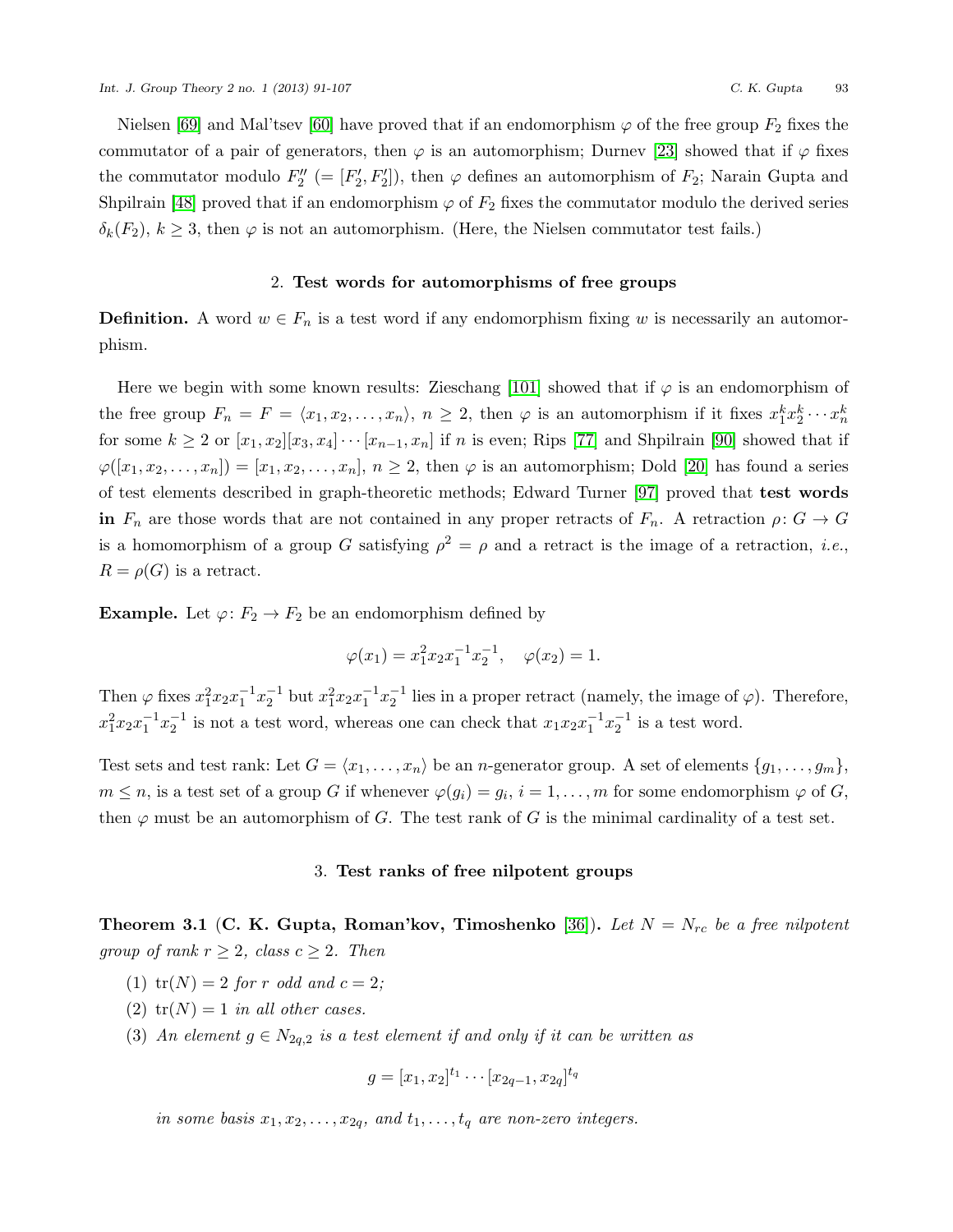Nielsen [69] and Mal'tsev [60] have proved that if an endomorphism $\varphi$ of the free group $F_2$ fixes the commutator of a pair of generators, then $\varphi$ is an automorphism; Durnev [23] showed that if $\varphi$ fixes the commutator modulo $F_2''$ $(= [F_2', F_2'])$, then $\varphi$ defines an automorphism of $F_2$; Narain Gupta and Shpilrain [48] proved that if an endomorphism $\varphi$ of $F_2$ fixes the commutator modulo the derived series $\delta_k(F_2)$, $k \geq 3$, then $\varphi$ is not an automorphism. (Here, the Nielsen commutator test fails.)

## 2. Test words for automorphisms of free groups

**Definition.** A word $w \in F_n$ is a test word if any endomorphism fixing $w$ is necessarily an automorphism.

Here we begin with some known results: Zieschang [101] showed that if $\varphi$ is an endomorphism of the free group $F_n = F = \langle x_1, x_2, \ldots, x_n \rangle$, $n \geq 2$, then $\varphi$ is an automorphism if it fixes $x_1^k x_2^k \cdots x_n^k$ for some $k \geq 2$ or $[x_1, x_2][x_3, x_4] \cdots [x_{n-1}, x_n]$ if $n$ is even; Rips [77] and Shpilrain [90] showed that if $\varphi([x_1, x_2, \ldots, x_n]) = [x_1, x_2, \ldots, x_n]$, $n \geq 2$, then $\varphi$ is an automorphism; Dold [20] has found a series of test elements described in graph-theoretic methods; Edward Turner [97] proved that **test words in** $F_n$ are those words that are not contained in any proper retracts of $F_n$. A retraction $\rho \colon G \to G$ is a homomorphism of a group $G$ satisfying $\rho^2 = \rho$ and a retract is the image of a retraction, *i.e.*, $R = \rho(G)$ is a retract.

**Example.** Let $\varphi \colon F_2 \to F_2$ be an endomorphism defined by

$$\varphi(x_1) = x_1^2 x_2 x_1^{-1} x_2^{-1}, \quad \varphi(x_2) = 1.$$

Then $\varphi$ fixes $x_1^2 x_2 x_1^{-1} x_2^{-1}$ but $x_1^2 x_2 x_1^{-1} x_2^{-1}$ lies in a proper retract (namely, the image of $\varphi$). Therefore, $x_1^2 x_2 x_1^{-1} x_2^{-1}$ is not a test word, whereas one can check that $x_1 x_2 x_1^{-1} x_2^{-1}$ is a test word.

Test sets and test rank: Let $G = \langle x_1, \ldots, x_n \rangle$ be an $n$-generator group. A set of elements $\{g_1, \ldots, g_m\}$, $m \leq n$, is a test set of a group $G$ if whenever $\varphi(g_i) = g_i$, $i = 1, \ldots, m$ for some endomorphism $\varphi$ of $G$, then $\varphi$ must be an automorphism of $G$. The test rank of $G$ is the minimal cardinality of a test set.

## 3. Test ranks of free nilpotent groups

**Theorem 3.1** (**C. K. Gupta, Roman'kov, Timoshenko** [36]). *Let $N = N_{rc}$ be a free nilpotent group of rank $r \geq 2$, class $c \geq 2$. Then*

1. $\operatorname{tr}(N) = 2$ *for $r$ odd and $c = 2$;*
2. $\operatorname{tr}(N) = 1$ *in all other cases.*
3. *An element $g \in N_{2q,2}$ is a test element if and only if it can be written as*

$$g = [x_1, x_2]^{t_1} \cdots [x_{2q-1}, x_{2q}]^{t_q}$$

*in some basis $x_1, x_2, \ldots, x_{2q}$, and $t_1, \ldots, t_q$ are non-zero integers.*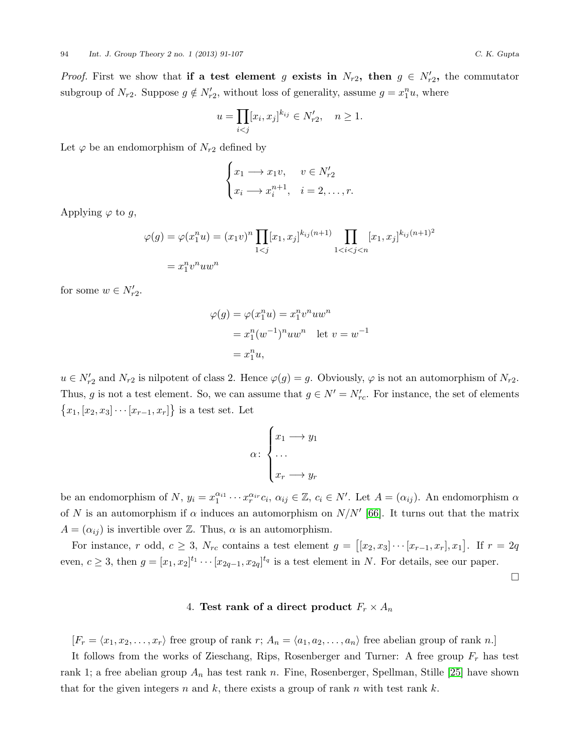*Proof.* First we show that **if a test element $g$ exists in $N_{r2}$, then $g \in N'_{r2}$**, the commutator subgroup of $N_{r2}$. Suppose $g \notin N'_{r2}$, without loss of generality, assume $g = x_1^n u$, where

$$u = \prod_{i<j} [x_i, x_j]^{k_{ij}} \in N'_{r2}, \quad n \geq 1.$$

Let $\varphi$ be an endomorphism of $N_{r2}$ defined by

$$\begin{cases} x_1 \longrightarrow x_1 v, & v \in N'_{r2} \\ x_i \longrightarrow x_i^{n+1}, & i = 2, \dots, r. \end{cases}$$

Applying $\varphi$ to $g$,

$$\begin{aligned} \varphi(g) = \varphi(x_1^n u) &= (x_1 v)^n \prod_{1<j} [x_1, x_j]^{k_{ij}(n+1)} \prod_{1<i<j<n} [x_1, x_j]^{k_{ij}(n+1)^2} \\ &= x_1^n v^n u w^n \end{aligned}$$

for some $w \in N'_{r2}$.

$$\begin{aligned} \varphi(g) = \varphi(x_1^n u) &= x_1^n v^n u w^n \\ &= x_1^n (w^{-1})^n u w^n \quad \text{let } v = w^{-1} \\ &= x_1^n u, \end{aligned}$$

$u \in N'_{r2}$ and $N_{r2}$ is nilpotent of class 2. Hence $\varphi(g) = g$. Obviously, $\varphi$ is not an automorphism of $N_{r2}$. Thus, $g$ is not a test element. So, we can assume that $g \in N' = N'_{rc}$. For instance, the set of elements $\{x_1, [x_2, x_3] \cdots [x_{r-1}, x_r]\}$ is a test set. Let

$$\alpha \colon \begin{cases} x_1 \longrightarrow y_1 \\ \dots \\ x_r \longrightarrow y_r \end{cases}$$

be an endomorphism of $N$, $y_i = x_1^{\alpha_{i1}} \cdots x_r^{\alpha_{ir}} c_i$, $\alpha_{ij} \in \mathbb{Z}$, $c_i \in N'$. Let $A = (\alpha_{ij})$. An endomorphism $\alpha$ of $N$ is an automorphism if $\alpha$ induces an automorphism on $N/N'$ [66]. It turns out that the matrix $A = (\alpha_{ij})$ is invertible over $\mathbb{Z}$. Thus, $\alpha$ is an automorphism.

For instance, $r$ odd, $c \geq 3$, $N_{rc}$ contains a test element $g = \big[[x_2, x_3] \cdots [x_{r-1}, x_r], x_1\big]$. If $r = 2q$ even, $c \geq 3$, then $g = [x_1, x_2]^{t_1} \cdots [x_{2q-1}, x_{2q}]^{t_q}$ is a test element in $N$. For details, see our paper.

□

## 4. Test rank of a direct product $F_r \times A_n$

[$F_r = \langle x_1, x_2, \dots, x_r \rangle$ free group of rank $r$; $A_n = \langle a_1, a_2, \dots, a_n \rangle$ free abelian group of rank $n$.]

It follows from the works of Zieschang, Rips, Rosenberger and Turner: A free group $F_r$ has test rank 1; a free abelian group $A_n$ has test rank $n$. Fine, Rosenberger, Spellman, Stille [25] have shown that for the given integers $n$ and $k$, there exists a group of rank $n$ with test rank $k$.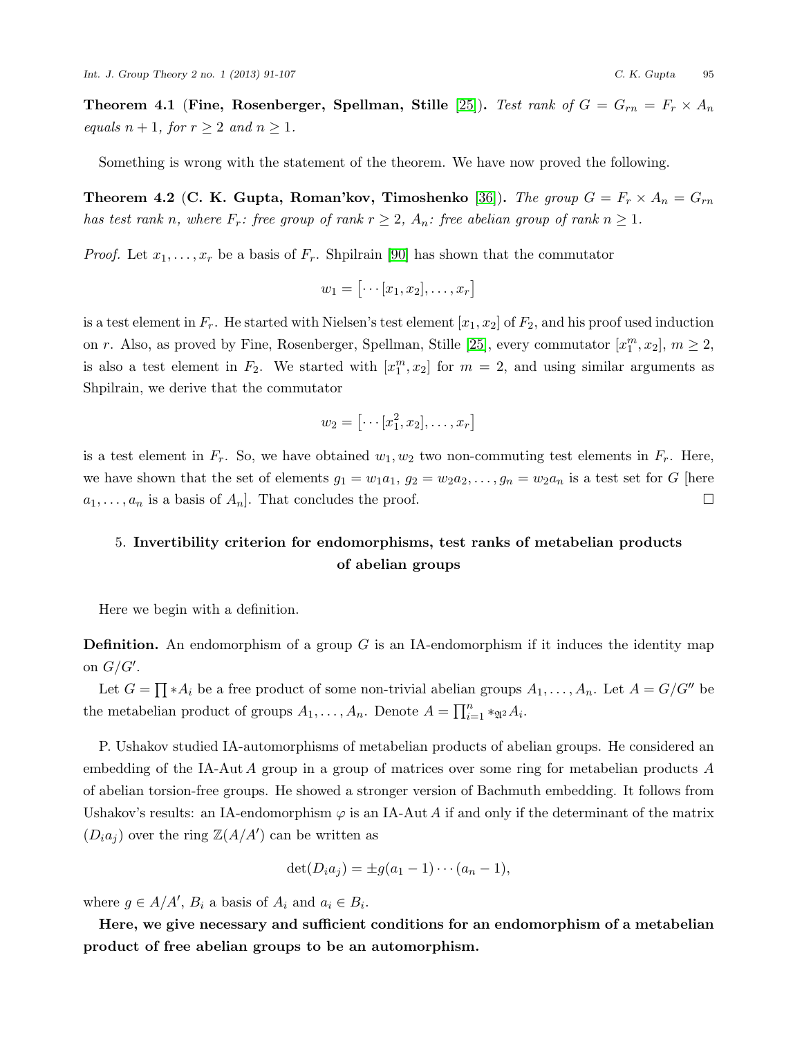**Theorem 4.1** (**Fine, Rosenberger, Spellman, Stille** [25]). *Test rank of $G = G_{rn} = F_r \times A_n$ equals $n+1$, for $r \geq 2$ and $n \geq 1$.*

Something is wrong with the statement of the theorem. We have now proved the following.

**Theorem 4.2** (**C. K. Gupta, Roman'kov, Timoshenko** [36]). *The group $G = F_r \times A_n = G_{rn}$ has test rank $n$, where $F_r$: free group of rank $r \geq 2$, $A_n$: free abelian group of rank $n \geq 1$.*

*Proof.* Let $x_1, \ldots, x_r$ be a basis of $F_r$. Shpilrain [90] has shown that the commutator

$$w_1 = [\cdots [x_1, x_2], \ldots, x_r]$$

is a test element in $F_r$. He started with Nielsen's test element $[x_1, x_2]$ of $F_2$, and his proof used induction on $r$. Also, as proved by Fine, Rosenberger, Spellman, Stille [25], every commutator $[x_1^m, x_2]$, $m \geq 2$, is also a test element in $F_2$. We started with $[x_1^m, x_2]$ for $m = 2$, and using similar arguments as Shpilrain, we derive that the commutator

$$w_2 = [\cdots [x_1^2, x_2], \ldots, x_r]$$

is a test element in $F_r$. So, we have obtained $w_1, w_2$ two non-commuting test elements in $F_r$. Here, we have shown that the set of elements $g_1 = w_1 a_1$, $g_2 = w_2 a_2, \ldots, g_n = w_2 a_n$ is a test set for $G$ [here $a_1, \ldots, a_n$ is a basis of $A_n$]. That concludes the proof. $\square$

## 5. Invertibility criterion for endomorphisms, test ranks of metabelian products of abelian groups

Here we begin with a definition.

**Definition.** An endomorphism of a group $G$ is an IA-endomorphism if it induces the identity map on $G/G'$.

Let $G = \prod * A_i$ be a free product of some non-trivial abelian groups $A_1, \ldots, A_n$. Let $A = G/G''$ be the metabelian product of groups $A_1, \ldots, A_n$. Denote $A = \prod_{i=1}^{n} *_{\mathfrak{A}^2} A_i$.

P. Ushakov studied IA-automorphisms of metabelian products of abelian groups. He considered an embedding of the IA-Aut $A$ group in a group of matrices over some ring for metabelian products $A$ of abelian torsion-free groups. He showed a stronger version of Bachmuth embedding. It follows from Ushakov's results: an IA-endomorphism $\varphi$ is an IA-Aut $A$ if and only if the determinant of the matrix $(D_i a_j)$ over the ring $\mathbb{Z}(A/A')$ can be written as

$$\det(D_i a_j) = \pm g(a_1 - 1) \cdots (a_n - 1),$$

where $g \in A/A'$, $B_i$ a basis of $A_i$ and $a_i \in B_i$.

**Here, we give necessary and sufficient conditions for an endomorphism of a metabelian product of free abelian groups to be an automorphism.**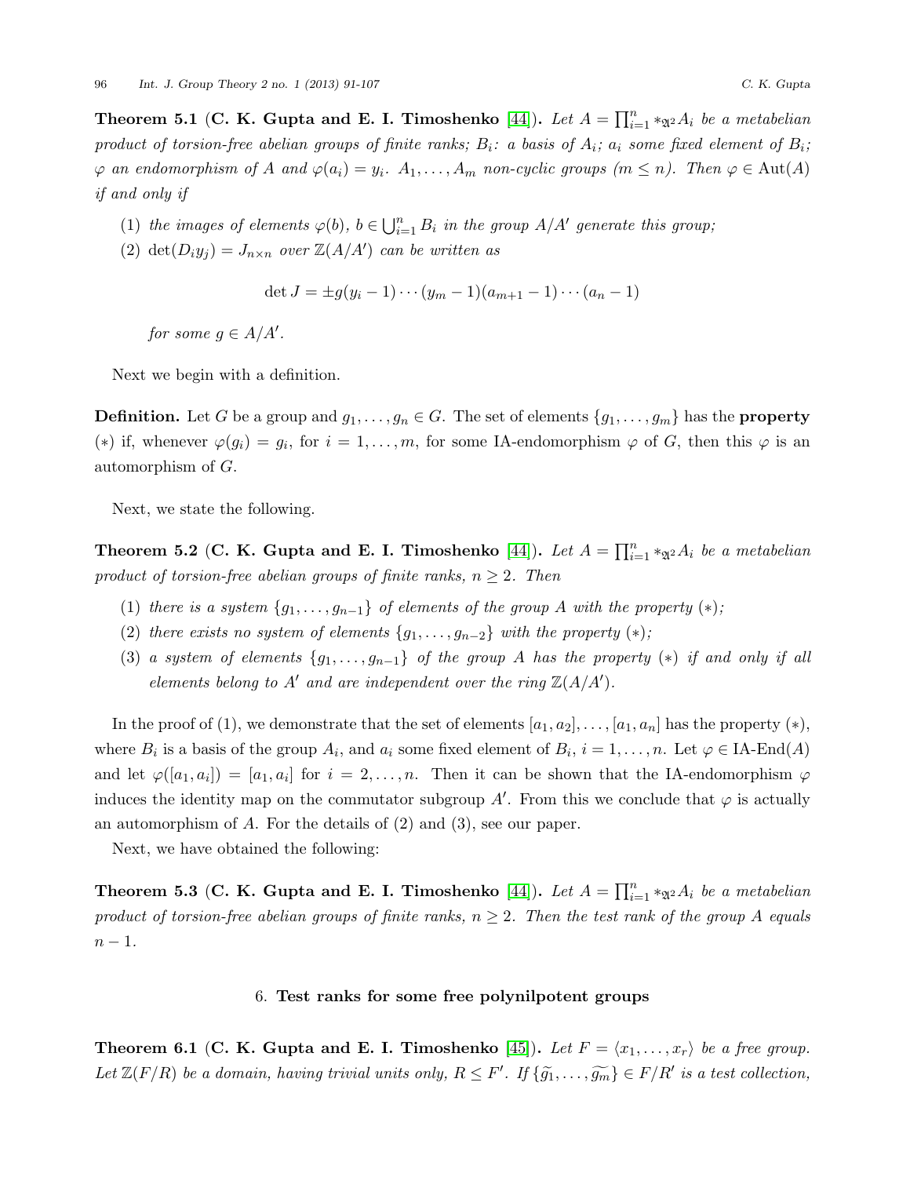**Theorem 5.1** (**C. K. Gupta and E. I. Timoshenko** [44]). *Let $A = \prod_{i=1}^{n} *_{\mathfrak{A}^2} A_i$ be a metabelian product of torsion-free abelian groups of finite ranks; $B_i$: a basis of $A_i$; $a_i$ some fixed element of $B_i$; $\varphi$ an endomorphism of $A$ and $\varphi(a_i) = y_i$. $A_1, \ldots, A_m$ non-cyclic groups ($m \leq n$). Then $\varphi \in \mathrm{Aut}(A)$ if and only if*

1. *the images of elements $\varphi(b)$, $b \in \bigcup_{i=1}^{n} B_i$ in the group $A/A'$ generate this group;*
2. $\det(D_i y_j) = J_{n\times n}$ *over $\mathbb{Z}(A/A')$ can be written as*

$$\det J = \pm g(y_i - 1)\cdots(y_m - 1)(a_{m+1} - 1)\cdots(a_n - 1)$$

*for some $g \in A/A'$.*

Next we begin with a definition.

**Definition.** Let $G$ be a group and $g_1, \ldots, g_n \in G$. The set of elements $\{g_1, \ldots, g_m\}$ has the **property** $(*)$ if, whenever $\varphi(g_i) = g_i$, for $i = 1, \ldots, m$, for some IA-endomorphism $\varphi$ of $G$, then this $\varphi$ is an automorphism of $G$.

Next, we state the following.

**Theorem 5.2** (**C. K. Gupta and E. I. Timoshenko** [44]). *Let $A = \prod_{i=1}^{n} *_{\mathfrak{A}^2} A_i$ be a metabelian product of torsion-free abelian groups of finite ranks, $n \geq 2$. Then*

1. *there is a system $\{g_1, \ldots, g_{n-1}\}$ of elements of the group $A$ with the property $(*)$;*
2. *there exists no system of elements $\{g_1, \ldots, g_{n-2}\}$ with the property $(*)$;*
3. *a system of elements $\{g_1, \ldots, g_{n-1}\}$ of the group $A$ has the property $(*)$ if and only if all elements belong to $A'$ and are independent over the ring $\mathbb{Z}(A/A')$.*

In the proof of (1), we demonstrate that the set of elements $[a_1, a_2], \ldots, [a_1, a_n]$ has the property $(*)$, where $B_i$ is a basis of the group $A_i$, and $a_i$ some fixed element of $B_i$, $i = 1, \ldots, n$. Let $\varphi \in \text{IA-End}(A)$ and let $\varphi([a_1, a_i]) = [a_1, a_i]$ for $i = 2, \ldots, n$. Then it can be shown that the IA-endomorphism $\varphi$ induces the identity map on the commutator subgroup $A'$. From this we conclude that $\varphi$ is actually an automorphism of $A$. For the details of (2) and (3), see our paper.

Next, we have obtained the following:

**Theorem 5.3** (**C. K. Gupta and E. I. Timoshenko** [44]). *Let $A = \prod_{i=1}^{n} *_{\mathfrak{A}^2} A_i$ be a metabelian product of torsion-free abelian groups of finite ranks, $n \geq 2$. Then the test rank of the group $A$ equals $n - 1$.*

## 6. Test ranks for some free polynilpotent groups

**Theorem 6.1** (**C. K. Gupta and E. I. Timoshenko** [45]). *Let $F = \langle x_1, \ldots, x_r \rangle$ be a free group. Let $\mathbb{Z}(F/R)$ be a domain, having trivial units only, $R \leq F'$. If $\{\widetilde{g_1}, \ldots, \widetilde{g_m}\} \in F/R'$ is a test collection,*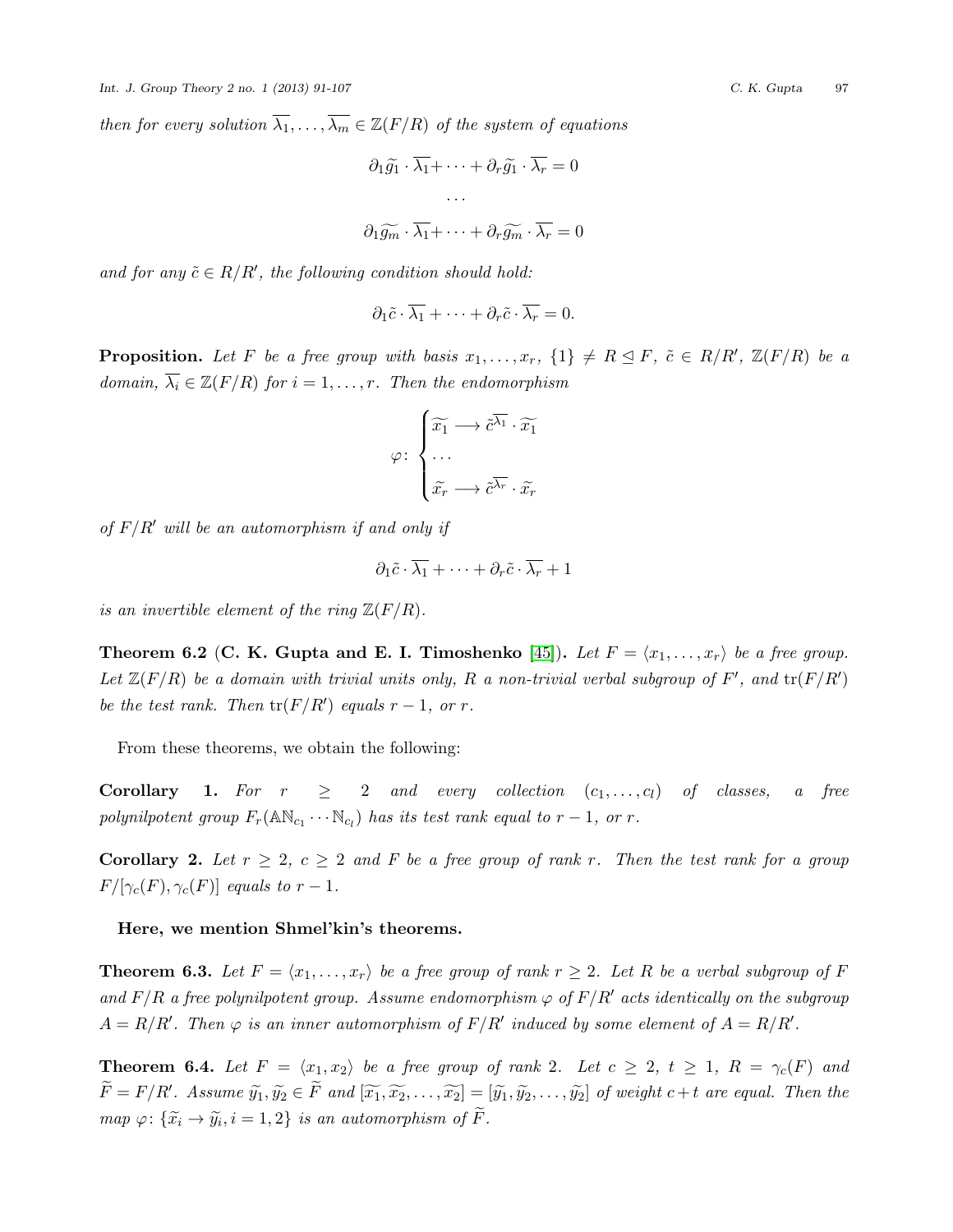*then for every solution $\overline{\lambda_1}, \ldots, \overline{\lambda_m} \in \mathbb{Z}(F/R)$ of the system of equations*

$$\partial_1 \widetilde{g_1} \cdot \overline{\lambda_1} + \cdots + \partial_r \widetilde{g_1} \cdot \overline{\lambda_r} = 0$$

$$\cdots$$

$$\partial_1 \widetilde{g_m} \cdot \overline{\lambda_1} + \cdots + \partial_r \widetilde{g_m} \cdot \overline{\lambda_r} = 0$$

*and for any $\tilde{c} \in R/R'$, the following condition should hold:*

$$\partial_1 \tilde{c} \cdot \overline{\lambda_1} + \cdots + \partial_r \tilde{c} \cdot \overline{\lambda_r} = 0.$$

**Proposition.** *Let $F$ be a free group with basis $x_1, \ldots, x_r$, $\{1\} \neq R \trianglelefteq F$, $\tilde{c} \in R/R'$, $\mathbb{Z}(F/R)$ be a domain, $\overline{\lambda_i} \in \mathbb{Z}(F/R)$ for $i = 1, \ldots, r$. Then the endomorphism*

$$\varphi \colon \begin{cases} \widetilde{x_1} \longrightarrow \tilde{c}^{\overline{\lambda_1}} \cdot \widetilde{x_1} \\ \cdots \\ \widetilde{x_r} \longrightarrow \tilde{c}^{\overline{\lambda_r}} \cdot \widetilde{x_r} \end{cases}$$

*of $F/R'$ will be an automorphism if and only if*

$$\partial_1 \tilde{c} \cdot \overline{\lambda_1} + \cdots + \partial_r \tilde{c} \cdot \overline{\lambda_r} + 1$$

*is an invertible element of the ring $\mathbb{Z}(F/R)$.*

**Theorem 6.2 (C. K. Gupta and E. I. Timoshenko [45]).** *Let $F = \langle x_1, \ldots, x_r \rangle$ be a free group. Let $\mathbb{Z}(F/R)$ be a domain with trivial units only, $R$ a non-trivial verbal subgroup of $F'$, and $\operatorname{tr}(F/R')$ be the test rank. Then $\operatorname{tr}(F/R')$ equals $r-1$, or $r$.*

From these theorems, we obtain the following:

**Corollary 1.** *For $r \geq 2$ and every collection $(c_1, \ldots, c_l)$ of classes, a free polynilpotent group $F_r(\mathbb{A}\mathbb{N}_{c_1} \cdots \mathbb{N}_{c_l})$ has its test rank equal to $r-1$, or $r$.*

**Corollary 2.** *Let $r \geq 2$, $c \geq 2$ and $F$ be a free group of rank $r$. Then the test rank for a group $F/[\gamma_c(F), \gamma_c(F)]$ equals to $r-1$.*

**Here, we mention Shmel'kin's theorems.**

**Theorem 6.3.** *Let $F = \langle x_1, \ldots, x_r \rangle$ be a free group of rank $r \geq 2$. Let $R$ be a verbal subgroup of $F$ and $F/R$ a free polynilpotent group. Assume endomorphism $\varphi$ of $F/R'$ acts identically on the subgroup $A = R/R'$. Then $\varphi$ is an inner automorphism of $F/R'$ induced by some element of $A = R/R'$.*

**Theorem 6.4.** *Let $F = \langle x_1, x_2 \rangle$ be a free group of rank 2. Let $c \geq 2$, $t \geq 1$, $R = \gamma_c(F)$ and $\widetilde{F} = F/R'$. Assume $\widetilde{y_1}, \widetilde{y_2} \in \widetilde{F}$ and $[\widetilde{x_1}, \widetilde{x_2}, \ldots, \widetilde{x_2}] = [\widetilde{y_1}, \widetilde{y_2}, \ldots, \widetilde{y_2}]$ of weight $c+t$ are equal. Then the map $\varphi \colon \{\widetilde{x_i} \to \widetilde{y_i}, i = 1, 2\}$ is an automorphism of $\widetilde{F}$.*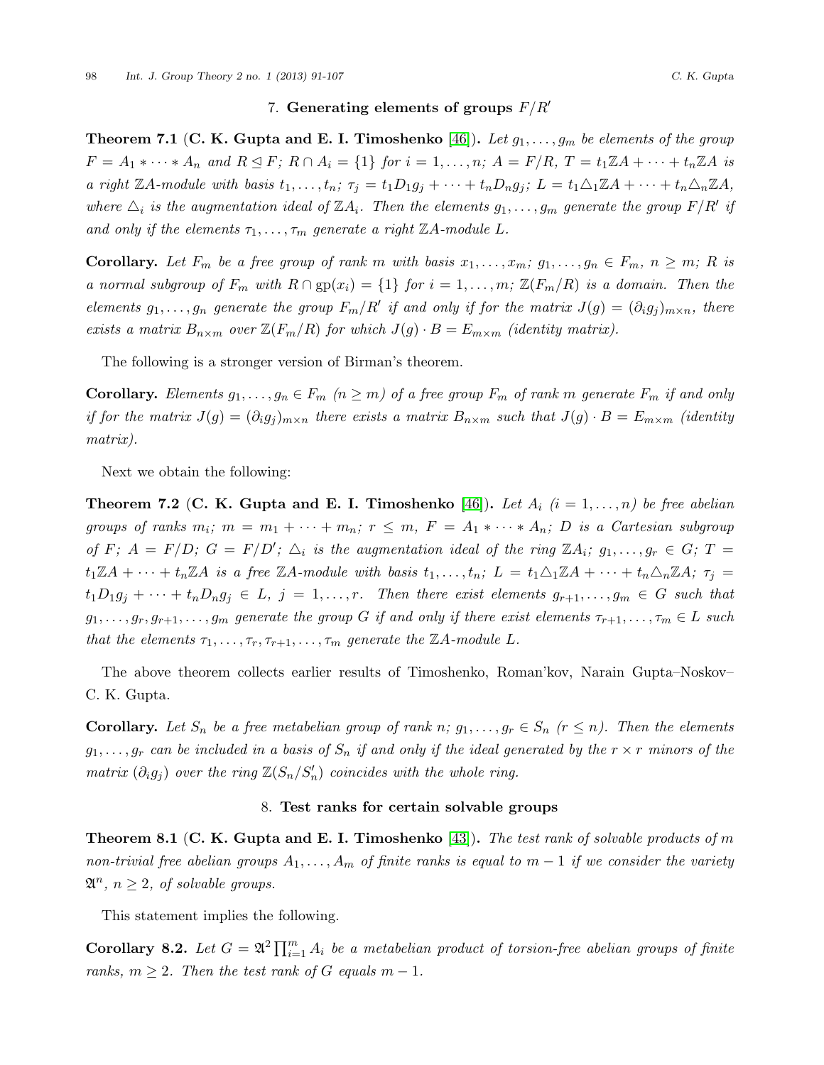## 7. Generating elements of groups $F/R'$

**Theorem 7.1** (**C. K. Gupta and E. I. Timoshenko** [46]). *Let $g_1, \ldots, g_m$ be elements of the group $F = A_1 * \cdots * A_n$ and $R \trianglelefteq F$; $R \cap A_i = \{1\}$ for $i = 1, \ldots, n$; $A = F/R$, $T = t_1\mathbb{Z}A + \cdots + t_n\mathbb{Z}A$ is a right $\mathbb{Z}A$-module with basis $t_1, \ldots, t_n$; $\tau_j = t_1 D_1 g_j + \cdots + t_n D_n g_j$; $L = t_1 \triangle_1 \mathbb{Z}A + \cdots + t_n \triangle_n \mathbb{Z}A$, where $\triangle_i$ is the augmentation ideal of $\mathbb{Z}A_i$. Then the elements $g_1, \ldots, g_m$ generate the group $F/R'$ if and only if the elements $\tau_1, \ldots, \tau_m$ generate a right $\mathbb{Z}A$-module $L$.*

**Corollary.** *Let $F_m$ be a free group of rank $m$ with basis $x_1, \ldots, x_m$; $g_1, \ldots, g_n \in F_m$, $n \geq m$; $R$ is a normal subgroup of $F_m$ with $R \cap \mathrm{gp}(x_i) = \{1\}$ for $i = 1, \ldots, m$; $\mathbb{Z}(F_m/R)$ is a domain. Then the elements $g_1, \ldots, g_n$ generate the group $F_m/R'$ if and only if for the matrix $J(g) = (\partial_i g_j)_{m \times n}$, there exists a matrix $B_{n \times m}$ over $\mathbb{Z}(F_m/R)$ for which $J(g) \cdot B = E_{m \times m}$ (identity matrix).*

The following is a stronger version of Birman's theorem.

**Corollary.** *Elements $g_1, \ldots, g_n \in F_m$ ($n \geq m$) of a free group $F_m$ of rank $m$ generate $F_m$ if and only if for the matrix $J(g) = (\partial_i g_j)_{m \times n}$ there exists a matrix $B_{n \times m}$ such that $J(g) \cdot B = E_{m \times m}$ (identity matrix).*

Next we obtain the following:

**Theorem 7.2** (**C. K. Gupta and E. I. Timoshenko** [46]). *Let $A_i$ ($i = 1, \ldots, n$) be free abelian groups of ranks $m_i$; $m = m_1 + \cdots + m_n$; $r \leq m$, $F = A_1 * \cdots * A_n$; $D$ is a Cartesian subgroup of $F$; $A = F/D$; $G = F/D'$; $\triangle_i$ is the augmentation ideal of the ring $\mathbb{Z}A_i$; $g_1, \ldots, g_r \in G$; $T = t_1\mathbb{Z}A + \cdots + t_n\mathbb{Z}A$ is a free $\mathbb{Z}A$-module with basis $t_1, \ldots, t_n$; $L = t_1 \triangle_1 \mathbb{Z}A + \cdots + t_n \triangle_n \mathbb{Z}A$; $\tau_j = t_1 D_1 g_j + \cdots + t_n D_n g_j \in L$, $j = 1, \ldots, r$. Then there exist elements $g_{r+1}, \ldots, g_m \in G$ such that $g_1, \ldots, g_r, g_{r+1}, \ldots, g_m$ generate the group $G$ if and only if there exist elements $\tau_{r+1}, \ldots, \tau_m \in L$ such that the elements $\tau_1, \ldots, \tau_r, \tau_{r+1}, \ldots, \tau_m$ generate the $\mathbb{Z}A$-module $L$.*

The above theorem collects earlier results of Timoshenko, Roman'kov, Narain Gupta–Noskov–C. K. Gupta.

**Corollary.** *Let $S_n$ be a free metabelian group of rank $n$; $g_1, \ldots, g_r \in S_n$ ($r \leq n$). Then the elements $g_1, \ldots, g_r$ can be included in a basis of $S_n$ if and only if the ideal generated by the $r \times r$ minors of the matrix $(\partial_i g_j)$ over the ring $\mathbb{Z}(S_n/S_n')$ coincides with the whole ring.*

## 8. Test ranks for certain solvable groups

**Theorem 8.1** (**C. K. Gupta and E. I. Timoshenko** [43]). *The test rank of solvable products of $m$ non-trivial free abelian groups $A_1, \ldots, A_m$ of finite ranks is equal to $m - 1$ if we consider the variety $\mathfrak{A}^n$, $n \geq 2$, of solvable groups.*

This statement implies the following.

**Corollary 8.2.** *Let $G = \mathfrak{A}^2 \prod_{i=1}^{m} A_i$ be a metabelian product of torsion-free abelian groups of finite ranks, $m \geq 2$. Then the test rank of $G$ equals $m - 1$.*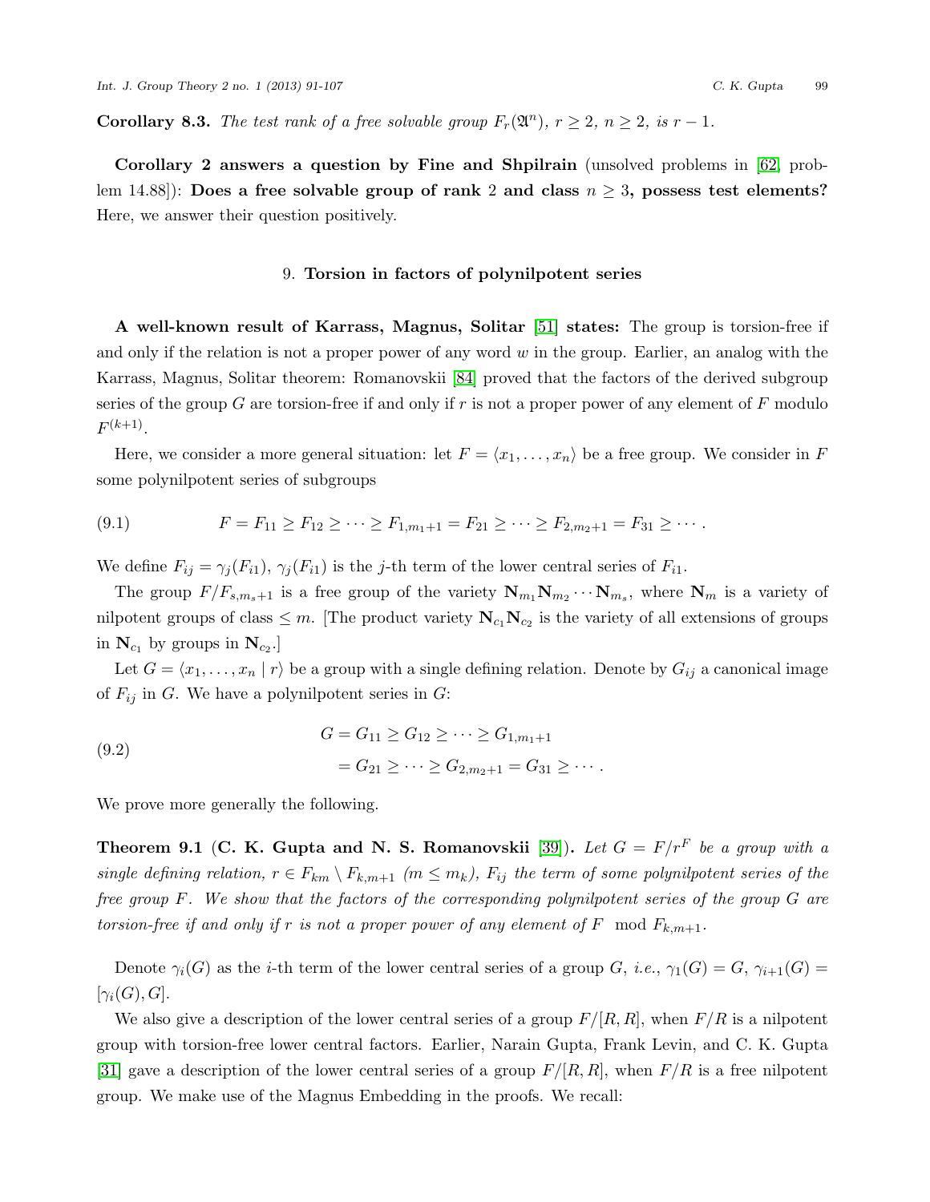**Corollary 8.3.** *The test rank of a free solvable group $F_r(\mathfrak{A}^n)$, $r \geq 2$, $n \geq 2$, is $r-1$.*

**Corollary 2 answers a question by Fine and Shpilrain** (unsolved problems in [62, problem 14.88]): **Does a free solvable group of rank 2 and class $n \geq 3$, possess test elements?** Here, we answer their question positively.

## 9. Torsion in factors of polynilpotent series

**A well-known result of Karrass, Magnus, Solitar [51] states:** The group is torsion-free if and only if the relation is not a proper power of any word $w$ in the group. Earlier, an analog with the Karrass, Magnus, Solitar theorem: Romanovskii [84] proved that the factors of the derived subgroup series of the group $G$ are torsion-free if and only if $r$ is not a proper power of any element of $F$ modulo $F^{(k+1)}$.

Here, we consider a more general situation: let $F = \langle x_1, \ldots, x_n \rangle$ be a free group. We consider in $F$ some polynilpotent series of subgroups

$$F = F_{11} \geq F_{12} \geq \cdots \geq F_{1,m_1+1} = F_{21} \geq \cdots \geq F_{2,m_2+1} = F_{31} \geq \cdots . \tag{9.1}$$

We define $F_{ij} = \gamma_j(F_{i1})$, $\gamma_j(F_{i1})$ is the $j$-th term of the lower central series of $F_{i1}$.

The group $F/F_{s,m_s+1}$ is a free group of the variety $\mathbf{N}_{m_1}\mathbf{N}_{m_2}\cdots\mathbf{N}_{m_s}$, where $\mathbf{N}_m$ is a variety of nilpotent groups of class $\leq m$. [The product variety $\mathbf{N}_{c_1}\mathbf{N}_{c_2}$ is the variety of all extensions of groups in $\mathbf{N}_{c_1}$ by groups in $\mathbf{N}_{c_2}$.]

Let $G = \langle x_1, \ldots, x_n \mid r \rangle$ be a group with a single defining relation. Denote by $G_{ij}$ a canonical image of $F_{ij}$ in $G$. We have a polynilpotent series in $G$:

$$\begin{aligned} G &= G_{11} \geq G_{12} \geq \cdots \geq G_{1,m_1+1} \\ &= G_{21} \geq \cdots \geq G_{2,m_2+1} = G_{31} \geq \cdots . \end{aligned} \tag{9.2}$$

We prove more generally the following.

**Theorem 9.1** (**C. K. Gupta and N. S. Romanovskii** [39]). *Let $G = F/r^F$ be a group with a single defining relation, $r \in F_{km} \setminus F_{k,m+1}$ $(m \leq m_k)$, $F_{ij}$ the term of some polynilpotent series of the free group $F$. We show that the factors of the corresponding polynilpotent series of the group $G$ are torsion-free if and only if $r$ is not a proper power of any element of $F \mod F_{k,m+1}$.*

Denote $\gamma_i(G)$ as the $i$-th term of the lower central series of a group $G$, *i.e.*, $\gamma_1(G) = G$, $\gamma_{i+1}(G) = [\gamma_i(G), G]$.

We also give a description of the lower central series of a group $F/[R,R]$, when $F/R$ is a nilpotent group with torsion-free lower central factors. Earlier, Narain Gupta, Frank Levin, and C. K. Gupta [31] gave a description of the lower central series of a group $F/[R,R]$, when $F/R$ is a free nilpotent group. We make use of the Magnus Embedding in the proofs. We recall: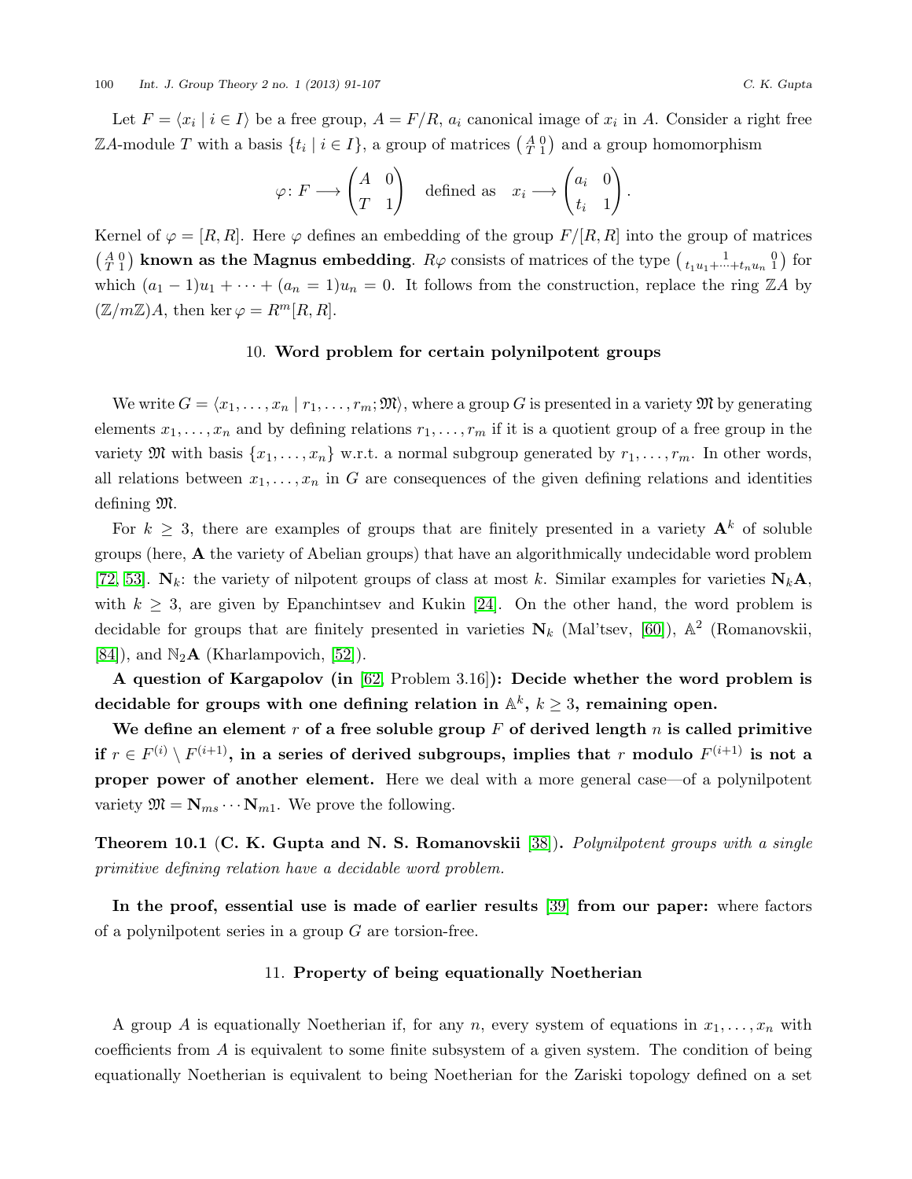Let $F = \langle x_i \mid i \in I \rangle$ be a free group, $A = F/R$, $a_i$ canonical image of $x_i$ in $A$. Consider a right free $\mathbb{Z}A$-module $T$ with a basis $\{t_i \mid i \in I\}$, a group of matrices $\left(\begin{smallmatrix} A & 0 \\ T & 1 \end{smallmatrix}\right)$ and a group homomorphism

$$\varphi \colon F \longrightarrow \begin{pmatrix} A & 0 \\ T & 1 \end{pmatrix} \quad \text{defined as} \quad x_i \longrightarrow \begin{pmatrix} a_i & 0 \\ t_i & 1 \end{pmatrix}.$$

Kernel of $\varphi = [R, R]$. Here $\varphi$ defines an embedding of the group $F/[R, R]$ into the group of matrices $\left(\begin{smallmatrix} A & 0 \\ T & 1 \end{smallmatrix}\right)$ **known as the Magnus embedding**. $R\varphi$ consists of matrices of the type $\left(\begin{smallmatrix} 1 & 0 \\ t_1u_1+\cdots+t_nu_n & 1 \end{smallmatrix}\right)$ for which $(a_1 - 1)u_1 + \cdots + (a_n = 1)u_n = 0$. It follows from the construction, replace the ring $\mathbb{Z}A$ by $(\mathbb{Z}/m\mathbb{Z})A$, then $\ker \varphi = R^m[R, R]$.

## 10. **Word problem for certain polynilpotent groups**

We write $G = \langle x_1, \ldots, x_n \mid r_1, \ldots, r_m; \mathfrak{M} \rangle$, where a group $G$ is presented in a variety $\mathfrak{M}$ by generating elements $x_1, \ldots, x_n$ and by defining relations $r_1, \ldots, r_m$ if it is a quotient group of a free group in the variety $\mathfrak{M}$ with basis $\{x_1, \ldots, x_n\}$ w.r.t. a normal subgroup generated by $r_1, \ldots, r_m$. In other words, all relations between $x_1, \ldots, x_n$ in $G$ are consequences of the given defining relations and identities defining $\mathfrak{M}$.

For $k \geq 3$, there are examples of groups that are finitely presented in a variety $\mathbf{A}^k$ of soluble groups (here, $\mathbf{A}$ the variety of Abelian groups) that have an algorithmically undecidable word problem [72, 53]. $\mathbf{N}_k$: the variety of nilpotent groups of class at most $k$. Similar examples for varieties $\mathbf{N}_k\mathbf{A}$, with $k \geq 3$, are given by Epanchintsev and Kukin [24]. On the other hand, the word problem is decidable for groups that are finitely presented in varieties $\mathbf{N}_k$ (Mal'tsev, [60]), $\mathbb{A}^2$ (Romanovskii, [84]), and $\mathbb{N}_2\mathbf{A}$ (Kharlampovich, [52]).

**A question of Kargapolov (in** [62, Problem 3.16]**): Decide whether the word problem is decidable for groups with one defining relation in $\mathbb{A}^k$, $k \geq 3$, remaining open.**

**We define an element $r$ of a free soluble group $F$ of derived length $n$ is called primitive if $r \in F^{(i)} \setminus F^{(i+1)}$, in a series of derived subgroups, implies that $r$ modulo $F^{(i+1)}$ is not a proper power of another element.** Here we deal with a more general case—of a polynilpotent variety $\mathfrak{M} = \mathbf{N}_{ms} \cdots \mathbf{N}_{m1}$. We prove the following.

**Theorem 10.1** (**C. K. Gupta and N. S. Romanovskii** [38]). *Polynilpotent groups with a single primitive defining relation have a decidable word problem.*

**In the proof, essential use is made of earlier results** [39] **from our paper:** where factors of a polynilpotent series in a group $G$ are torsion-free.

## 11. **Property of being equationally Noetherian**

A group $A$ is equationally Noetherian if, for any $n$, every system of equations in $x_1, \ldots, x_n$ with coefficients from $A$ is equivalent to some finite subsystem of a given system. The condition of being equationally Noetherian is equivalent to being Noetherian for the Zariski topology defined on a set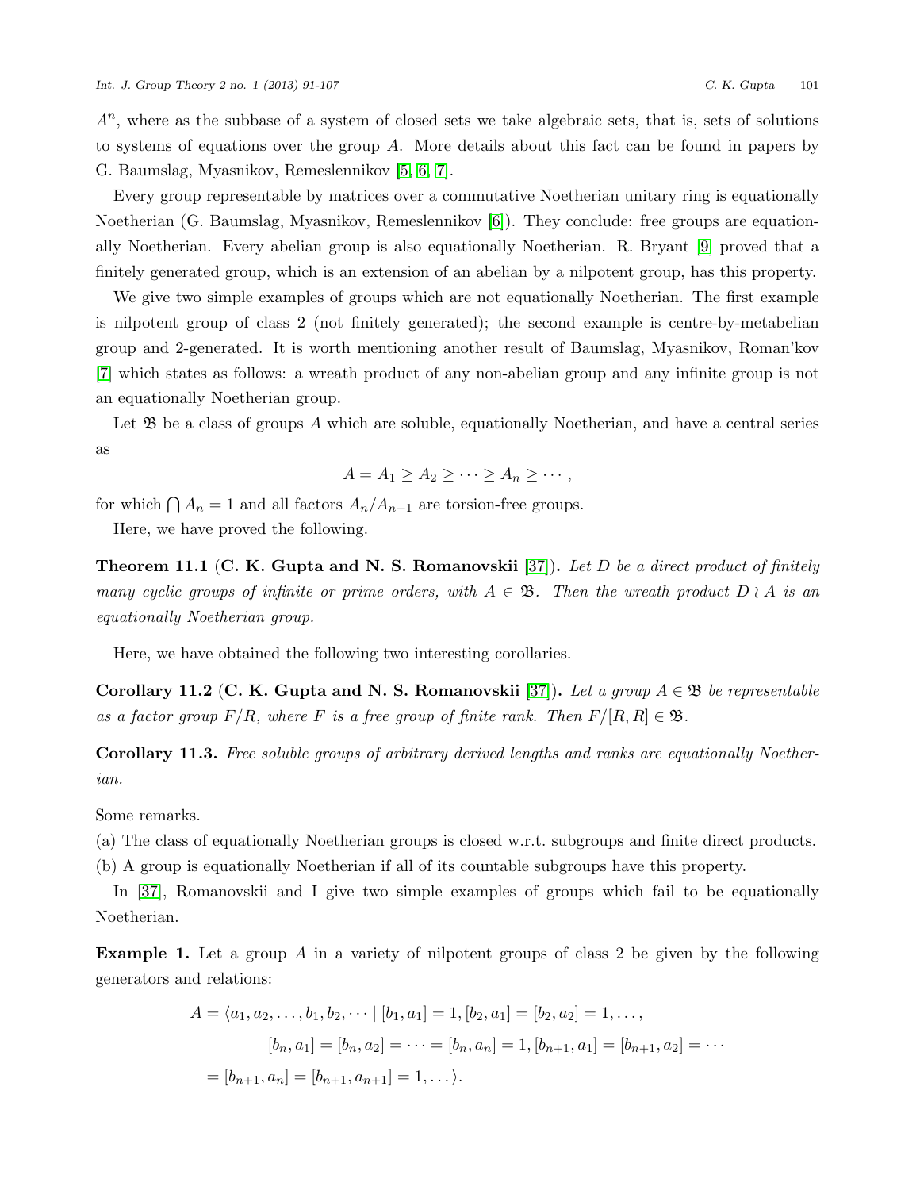$A^n$, where as the subbase of a system of closed sets we take algebraic sets, that is, sets of solutions to systems of equations over the group $A$. More details about this fact can be found in papers by G. Baumslag, Myasnikov, Remeslennikov [5, 6, 7].

Every group representable by matrices over a commutative Noetherian unitary ring is equationally Noetherian (G. Baumslag, Myasnikov, Remeslennikov [6]). They conclude: free groups are equationally Noetherian. Every abelian group is also equationally Noetherian. R. Bryant [9] proved that a finitely generated group, which is an extension of an abelian by a nilpotent group, has this property.

We give two simple examples of groups which are not equationally Noetherian. The first example is nilpotent group of class 2 (not finitely generated); the second example is centre-by-metabelian group and 2-generated. It is worth mentioning another result of Baumslag, Myasnikov, Roman'kov [7] which states as follows: a wreath product of any non-abelian group and any infinite group is not an equationally Noetherian group.

Let $\mathfrak{B}$ be a class of groups $A$ which are soluble, equationally Noetherian, and have a central series as

$$A = A_1 \geq A_2 \geq \cdots \geq A_n \geq \cdots,$$

for which $\bigcap A_n = 1$ and all factors $A_n/A_{n+1}$ are torsion-free groups.

Here, we have proved the following.

**Theorem 11.1** (**C. K. Gupta and N. S. Romanovskii** [37]). *Let $D$ be a direct product of finitely many cyclic groups of infinite or prime orders, with $A \in \mathfrak{B}$. Then the wreath product $D \wr A$ is an equationally Noetherian group.*

Here, we have obtained the following two interesting corollaries.

**Corollary 11.2** (**C. K. Gupta and N. S. Romanovskii** [37]). *Let a group $A \in \mathfrak{B}$ be representable as a factor group $F/R$, where $F$ is a free group of finite rank. Then $F/[R,R] \in \mathfrak{B}$.*

**Corollary 11.3.** *Free soluble groups of arbitrary derived lengths and ranks are equationally Noetherian.*

Some remarks.

(a) The class of equationally Noetherian groups is closed w.r.t. subgroups and finite direct products.

(b) A group is equationally Noetherian if all of its countable subgroups have this property.

In [37], Romanovskii and I give two simple examples of groups which fail to be equationally Noetherian.

**Example 1.** Let a group $A$ in a variety of nilpotent groups of class 2 be given by the following generators and relations:

$$\begin{aligned}
A = \langle a_1, a_2, \ldots, b_1, b_2, \cdots \mid & [b_1, a_1] = 1, [b_2, a_1] = [b_2, a_2] = 1, \ldots, \\
& [b_n, a_1] = [b_n, a_2] = \cdots = [b_n, a_n] = 1, [b_{n+1}, a_1] = [b_{n+1}, a_2] = \cdots \\
= & [b_{n+1}, a_n] = [b_{n+1}, a_{n+1}] = 1, \ldots \rangle.
\end{aligned}$$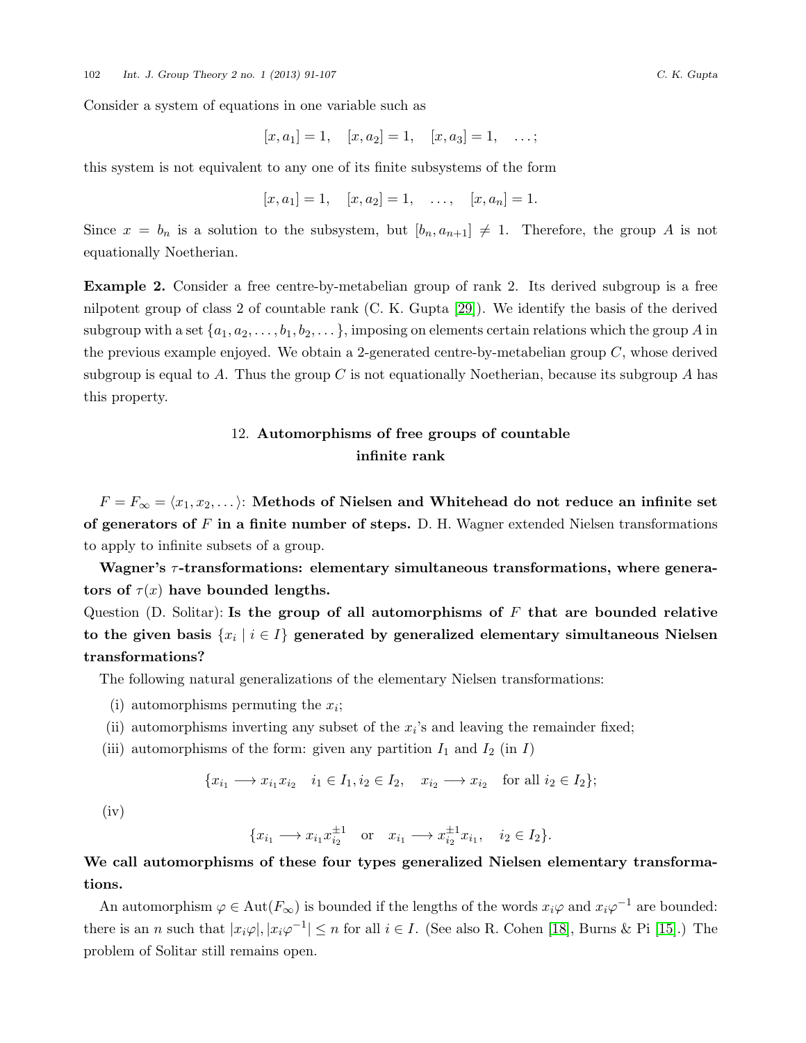Consider a system of equations in one variable such as

$$[x, a_1] = 1, \quad [x, a_2] = 1, \quad [x, a_3] = 1, \quad \dots;$$

this system is not equivalent to any one of its finite subsystems of the form

$$[x, a_1] = 1, \quad [x, a_2] = 1, \quad \dots, \quad [x, a_n] = 1.$$

Since $x = b_n$ is a solution to the subsystem, but $[b_n, a_{n+1}] \neq 1$. Therefore, the group $A$ is not equationally Noetherian.

**Example 2.** Consider a free centre-by-metabelian group of rank 2. Its derived subgroup is a free nilpotent group of class 2 of countable rank (C. K. Gupta [29]). We identify the basis of the derived subgroup with a set $\{a_1, a_2, \dots, b_1, b_2, \dots\}$, imposing on elements certain relations which the group $A$ in the previous example enjoyed. We obtain a 2-generated centre-by-metabelian group $C$, whose derived subgroup is equal to $A$. Thus the group $C$ is not equationally Noetherian, because its subgroup $A$ has this property.

## 12. Automorphisms of free groups of countable infinite rank

$F = F_\infty = \langle x_1, x_2, \dots \rangle$: **Methods of Nielsen and Whitehead do not reduce an infinite set of generators of $F$ in a finite number of steps.** D. H. Wagner extended Nielsen transformations to apply to infinite subsets of a group.

**Wagner's $\tau$-transformations: elementary simultaneous transformations, where generators of $\tau(x)$ have bounded lengths.**

Question (D. Solitar): **Is the group of all automorphisms of $F$ that are bounded relative to the given basis $\{x_i \mid i \in I\}$ generated by generalized elementary simultaneous Nielsen transformations?**

The following natural generalizations of the elementary Nielsen transformations:

(i) automorphisms permuting the $x_i$;

(ii) automorphisms inverting any subset of the $x_i$'s and leaving the remainder fixed;

(iii) automorphisms of the form: given any partition $I_1$ and $I_2$ (in $I$)

$$\{x_{i_1} \longrightarrow x_{i_1} x_{i_2} \quad i_1 \in I_1, i_2 \in I_2, \quad x_{i_2} \longrightarrow x_{i_2} \quad \text{for all } i_2 \in I_2\};$$

(iv)

$$\{x_{i_1} \longrightarrow x_{i_1} x_{i_2}^{\pm 1} \quad \text{or} \quad x_{i_1} \longrightarrow x_{i_2}^{\pm 1} x_{i_1}, \quad i_2 \in I_2\}.$$

**We call automorphisms of these four types generalized Nielsen elementary transformations.**

An automorphism $\varphi \in \mathrm{Aut}(F_\infty)$ is bounded if the lengths of the words $x_i\varphi$ and $x_i\varphi^{-1}$ are bounded: there is an $n$ such that $|x_i\varphi|, |x_i\varphi^{-1}| \leq n$ for all $i \in I$. (See also R. Cohen [18], Burns & Pi [15].) The problem of Solitar still remains open.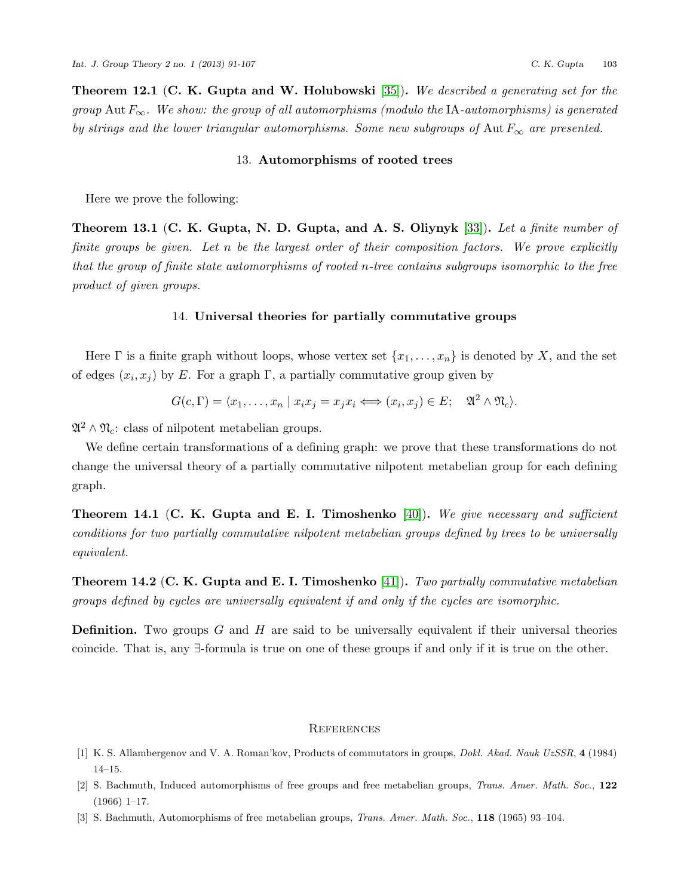**Theorem 12.1** (**C. K. Gupta and W. Holubowski** [35]). *We described a generating set for the group* $\operatorname{Aut} F_\infty$. *We show: the group of all automorphisms (modulo the* IA*-automorphisms) is generated by strings and the lower triangular automorphisms. Some new subgroups of* $\operatorname{Aut} F_\infty$ *are presented.*

## 13. Automorphisms of rooted trees

Here we prove the following:

**Theorem 13.1** (**C. K. Gupta, N. D. Gupta, and A. S. Oliynyk** [33]). *Let a finite number of finite groups be given. Let* $n$ *be the largest order of their composition factors. We prove explicitly that the group of finite state automorphisms of rooted* $n$*-tree contains subgroups isomorphic to the free product of given groups.*

## 14. Universal theories for partially commutative groups

Here $\Gamma$ is a finite graph without loops, whose vertex set $\{x_1, \ldots, x_n\}$ is denoted by $X$, and the set of edges $(x_i, x_j)$ by $E$. For a graph $\Gamma$, a partially commutative group given by

$$G(c, \Gamma) = \langle x_1, \ldots, x_n \mid x_i x_j = x_j x_i \Longleftrightarrow (x_i, x_j) \in E; \quad \mathfrak{A}^2 \wedge \mathfrak{N}_c \rangle.$$

$\mathfrak{A}^2 \wedge \mathfrak{N}_c$: class of nilpotent metabelian groups.

We define certain transformations of a defining graph: we prove that these transformations do not change the universal theory of a partially commutative nilpotent metabelian group for each defining graph.

**Theorem 14.1** (**C. K. Gupta and E. I. Timoshenko** [40]). *We give necessary and sufficient conditions for two partially commutative nilpotent metabelian groups defined by trees to be universally equivalent.*

**Theorem 14.2** (**C. K. Gupta and E. I. Timoshenko** [41]). *Two partially commutative metabelian groups defined by cycles are universally equivalent if and only if the cycles are isomorphic.*

**Definition.** Two groups $G$ and $H$ are said to be universally equivalent if their universal theories coincide. That is, any $\exists$-formula is true on one of these groups if and only if it is true on the other.

## References

[1] K. S. Allambergenov and V. A. Roman'kov, Products of commutators in groups, *Dokl. Akad. Nauk UzSSR*, **4** (1984) 14–15.

[2] S. Bachmuth, Induced automorphisms of free groups and free metabelian groups, *Trans. Amer. Math. Soc.*, **122** (1966) 1–17.

[3] S. Bachmuth, Automorphisms of free metabelian groups, *Trans. Amer. Math. Soc.*, **118** (1965) 93–104.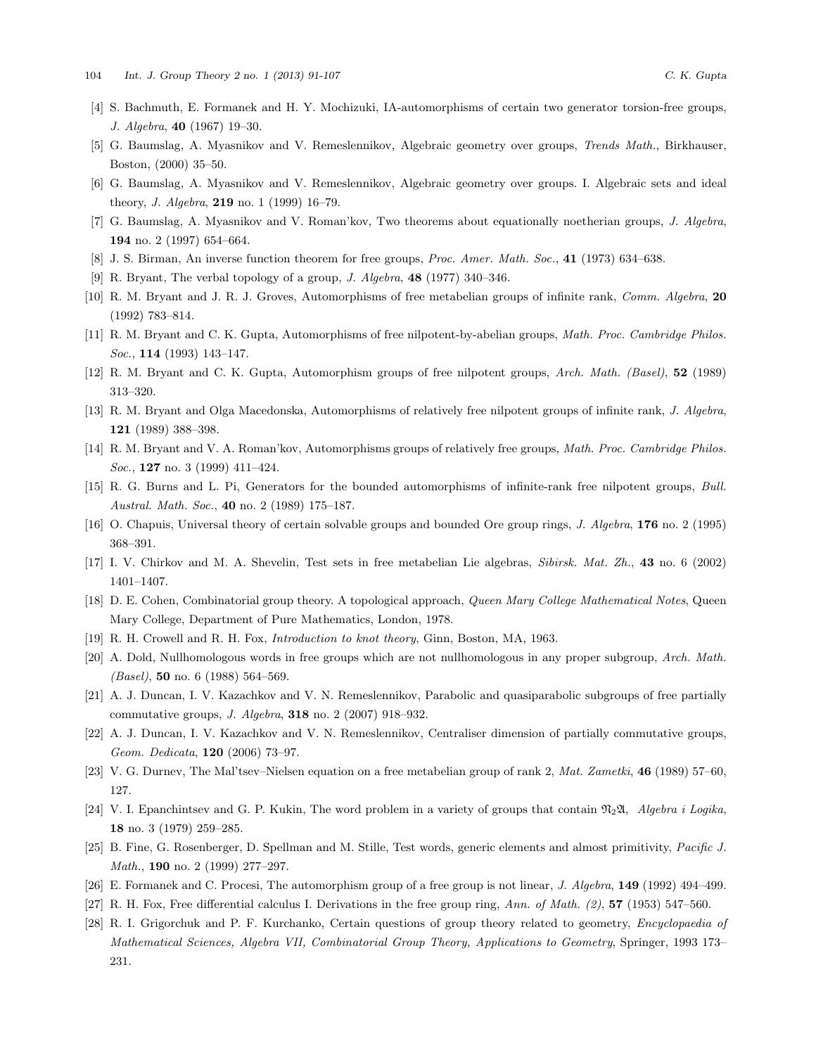[4] S. Bachmuth, E. Formanek and H. Y. Mochizuki, IA-automorphisms of certain two generator torsion-free groups, *J. Algebra*, **40** (1967) 19–30.

[5] G. Baumslag, A. Myasnikov and V. Remeslennikov, Algebraic geometry over groups, *Trends Math.*, Birkhauser, Boston, (2000) 35–50.

[6] G. Baumslag, A. Myasnikov and V. Remeslennikov, Algebraic geometry over groups. I. Algebraic sets and ideal theory, *J. Algebra*, **219** no. 1 (1999) 16–79.

[7] G. Baumslag, A. Myasnikov and V. Roman'kov, Two theorems about equationally noetherian groups, *J. Algebra*, **194** no. 2 (1997) 654–664.

[8] J. S. Birman, An inverse function theorem for free groups, *Proc. Amer. Math. Soc.*, **41** (1973) 634–638.

[9] R. Bryant, The verbal topology of a group, *J. Algebra*, **48** (1977) 340–346.

[10] R. M. Bryant and J. R. J. Groves, Automorphisms of free metabelian groups of infinite rank, *Comm. Algebra*, **20** (1992) 783–814.

[11] R. M. Bryant and C. K. Gupta, Automorphisms of free nilpotent-by-abelian groups, *Math. Proc. Cambridge Philos. Soc.*, **114** (1993) 143–147.

[12] R. M. Bryant and C. K. Gupta, Automorphism groups of free nilpotent groups, *Arch. Math. (Basel)*, **52** (1989) 313–320.

[13] R. M. Bryant and Olga Macedonska, Automorphisms of relatively free nilpotent groups of infinite rank, *J. Algebra*, **121** (1989) 388–398.

[14] R. M. Bryant and V. A. Roman'kov, Automorphisms groups of relatively free groups, *Math. Proc. Cambridge Philos. Soc.*, **127** no. 3 (1999) 411–424.

[15] R. G. Burns and L. Pi, Generators for the bounded automorphisms of infinite-rank free nilpotent groups, *Bull. Austral. Math. Soc.*, **40** no. 2 (1989) 175–187.

[16] O. Chapuis, Universal theory of certain solvable groups and bounded Ore group rings, *J. Algebra*, **176** no. 2 (1995) 368–391.

[17] I. V. Chirkov and M. A. Shevelin, Test sets in free metabelian Lie algebras, *Sibirsk. Mat. Zh.*, **43** no. 6 (2002) 1401–1407.

[18] D. E. Cohen, Combinatorial group theory. A topological approach, *Queen Mary College Mathematical Notes*, Queen Mary College, Department of Pure Mathematics, London, 1978.

[19] R. H. Crowell and R. H. Fox, *Introduction to knot theory*, Ginn, Boston, MA, 1963.

[20] A. Dold, Nullhomologous words in free groups which are not nullhomologous in any proper subgroup, *Arch. Math. (Basel)*, **50** no. 6 (1988) 564–569.

[21] A. J. Duncan, I. V. Kazachkov and V. N. Remeslennikov, Parabolic and quasiparabolic subgroups of free partially commutative groups, *J. Algebra*, **318** no. 2 (2007) 918–932.

[22] A. J. Duncan, I. V. Kazachkov and V. N. Remeslennikov, Centraliser dimension of partially commutative groups, *Geom. Dedicata*, **120** (2006) 73–97.

[23] V. G. Durnev, The Mal'tsev–Nielsen equation on a free metabelian group of rank 2, *Mat. Zametki*, **46** (1989) 57–60, 127.

[24] V. I. Epanchintsev and G. P. Kukin, The word problem in a variety of groups that contain $\mathfrak{N}_2\mathfrak{A}$, *Algebra i Logika*, **18** no. 3 (1979) 259–285.

[25] B. Fine, G. Rosenberger, D. Spellman and M. Stille, Test words, generic elements and almost primitivity, *Pacific J. Math.*, **190** no. 2 (1999) 277–297.

[26] E. Formanek and C. Procesi, The automorphism group of a free group is not linear, *J. Algebra*, **149** (1992) 494–499.

[27] R. H. Fox, Free differential calculus I. Derivations in the free group ring, *Ann. of Math. (2)*, **57** (1953) 547–560.

[28] R. I. Grigorchuk and P. F. Kurchanko, Certain questions of group theory related to geometry, *Encyclopaedia of Mathematical Sciences, Algebra VII, Combinatorial Group Theory, Applications to Geometry*, Springer, 1993 173–231.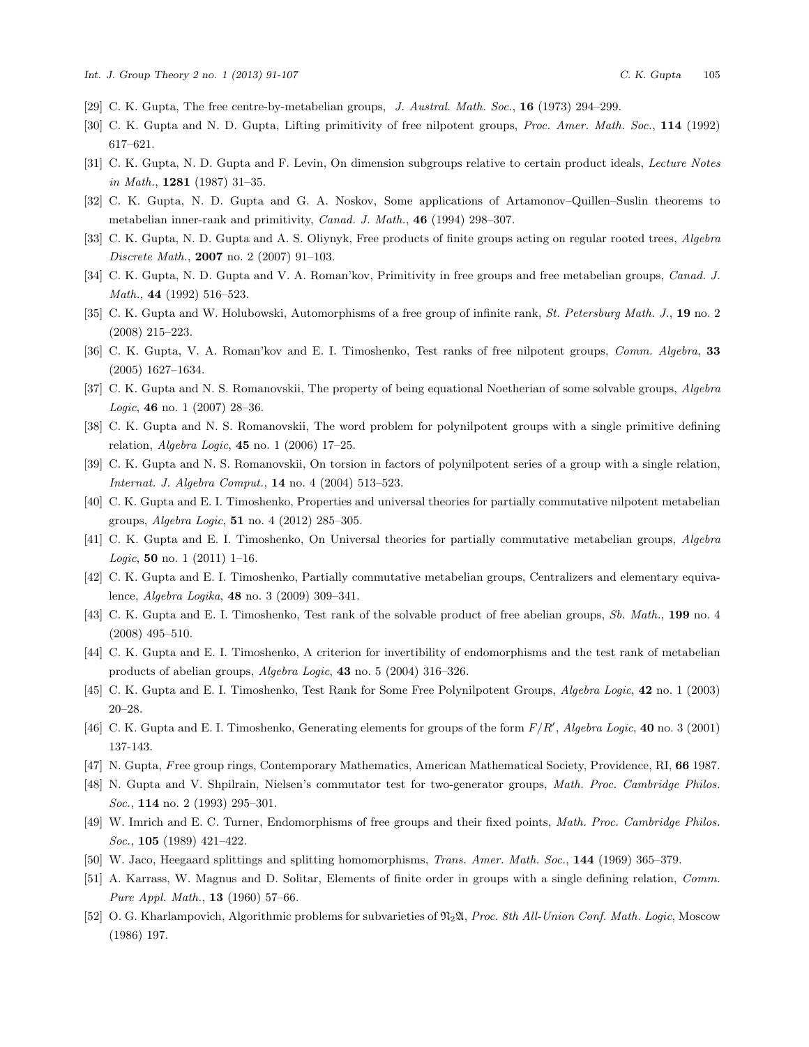[29] C. K. Gupta, The free centre-by-metabelian groups, *J. Austral. Math. Soc.*, **16** (1973) 294–299.

[30] C. K. Gupta and N. D. Gupta, Lifting primitivity of free nilpotent groups, *Proc. Amer. Math. Soc.*, **114** (1992) 617–621.

[31] C. K. Gupta, N. D. Gupta and F. Levin, On dimension subgroups relative to certain product ideals, *Lecture Notes in Math.*, **1281** (1987) 31–35.

[32] C. K. Gupta, N. D. Gupta and G. A. Noskov, Some applications of Artamonov–Quillen–Suslin theorems to metabelian inner-rank and primitivity, *Canad. J. Math.*, **46** (1994) 298–307.

[33] C. K. Gupta, N. D. Gupta and A. S. Oliynyk, Free products of finite groups acting on regular rooted trees, *Algebra Discrete Math.*, **2007** no. 2 (2007) 91–103.

[34] C. K. Gupta, N. D. Gupta and V. A. Roman'kov, Primitivity in free groups and free metabelian groups, *Canad. J. Math.*, **44** (1992) 516–523.

[35] C. K. Gupta and W. Holubowski, Automorphisms of a free group of infinite rank, *St. Petersburg Math. J.*, **19** no. 2 (2008) 215–223.

[36] C. K. Gupta, V. A. Roman'kov and E. I. Timoshenko, Test ranks of free nilpotent groups, *Comm. Algebra*, **33** (2005) 1627–1634.

[37] C. K. Gupta and N. S. Romanovskii, The property of being equational Noetherian of some solvable groups, *Algebra Logic*, **46** no. 1 (2007) 28–36.

[38] C. K. Gupta and N. S. Romanovskii, The word problem for polynilpotent groups with a single primitive defining relation, *Algebra Logic*, **45** no. 1 (2006) 17–25.

[39] C. K. Gupta and N. S. Romanovskii, On torsion in factors of polynilpotent series of a group with a single relation, *Internat. J. Algebra Comput.*, **14** no. 4 (2004) 513–523.

[40] C. K. Gupta and E. I. Timoshenko, Properties and universal theories for partially commutative nilpotent metabelian groups, *Algebra Logic*, **51** no. 4 (2012) 285–305.

[41] C. K. Gupta and E. I. Timoshenko, On Universal theories for partially commutative metabelian groups, *Algebra Logic*, **50** no. 1 (2011) 1–16.

[42] C. K. Gupta and E. I. Timoshenko, Partially commutative metabelian groups, Centralizers and elementary equivalence, *Algebra Logika*, **48** no. 3 (2009) 309–341.

[43] C. K. Gupta and E. I. Timoshenko, Test rank of the solvable product of free abelian groups, *Sb. Math.*, **199** no. 4 (2008) 495–510.

[44] C. K. Gupta and E. I. Timoshenko, A criterion for invertibility of endomorphisms and the test rank of metabelian products of abelian groups, *Algebra Logic*, **43** no. 5 (2004) 316–326.

[45] C. K. Gupta and E. I. Timoshenko, Test Rank for Some Free Polynilpotent Groups, *Algebra Logic*, **42** no. 1 (2003) 20–28.

[46] C. K. Gupta and E. I. Timoshenko, Generating elements for groups of the form $F/R'$, *Algebra Logic*, **40** no. 3 (2001) 137-143.

[47] N. Gupta, Free group rings, Contemporary Mathematics, American Mathematical Society, Providence, RI, **66** 1987.

[48] N. Gupta and V. Shpilrain, Nielsen's commutator test for two-generator groups, *Math. Proc. Cambridge Philos. Soc.*, **114** no. 2 (1993) 295–301.

[49] W. Imrich and E. C. Turner, Endomorphisms of free groups and their fixed points, *Math. Proc. Cambridge Philos. Soc.*, **105** (1989) 421–422.

[50] W. Jaco, Heegaard splittings and splitting homomorphisms, *Trans. Amer. Math. Soc.*, **144** (1969) 365–379.

[51] A. Karrass, W. Magnus and D. Solitar, Elements of finite order in groups with a single defining relation, *Comm. Pure Appl. Math.*, **13** (1960) 57–66.

[52] O. G. Kharlampovich, Algorithmic problems for subvarieties of $\mathfrak{N}_2\mathfrak{A}$, *Proc. 8th All-Union Conf. Math. Logic*, Moscow (1986) 197.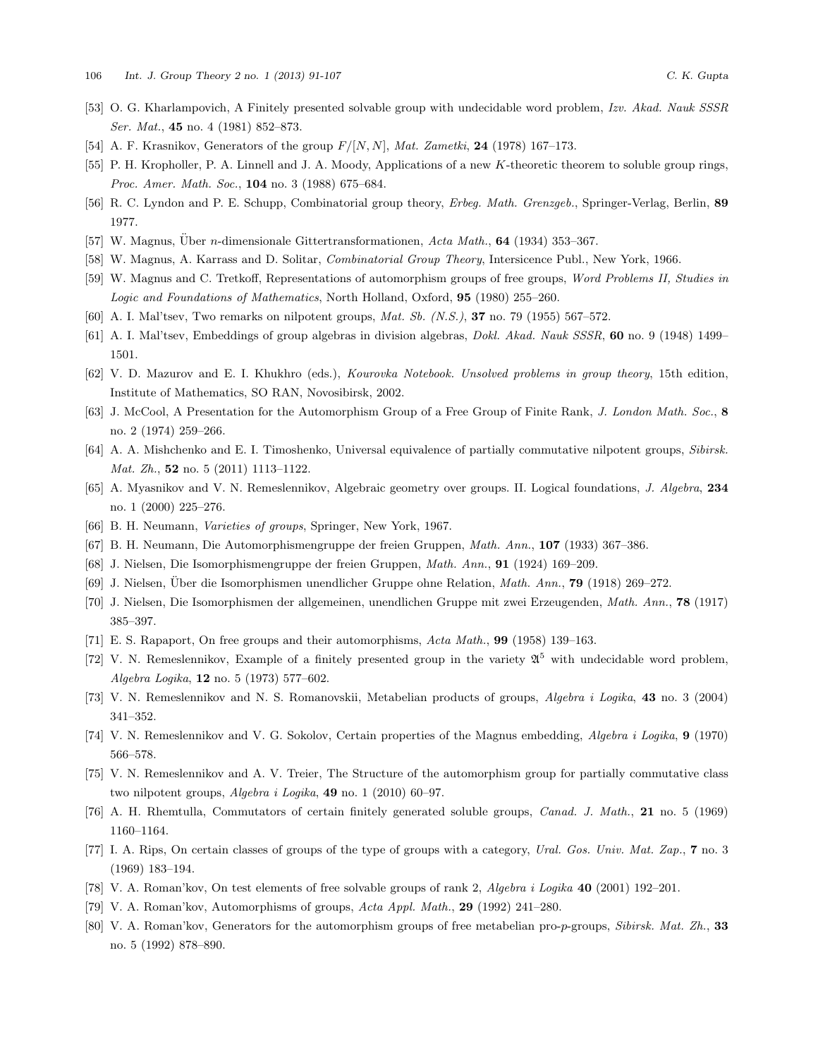[53] O. G. Kharlampovich, A Finitely presented solvable group with undecidable word problem, *Izv. Akad. Nauk SSSR Ser. Mat.*, **45** no. 4 (1981) 852–873.

[54] A. F. Krasnikov, Generators of the group $F/[N,N]$, *Mat. Zametki*, **24** (1978) 167–173.

[55] P. H. Kropholler, P. A. Linnell and J. A. Moody, Applications of a new $K$-theoretic theorem to soluble group rings, *Proc. Amer. Math. Soc.*, **104** no. 3 (1988) 675–684.

[56] R. C. Lyndon and P. E. Schupp, Combinatorial group theory, *Erbeg. Math. Grenzgeb.*, Springer-Verlag, Berlin, **89** 1977.

[57] W. Magnus, Über $n$-dimensionale Gittertransformationen, *Acta Math.*, **64** (1934) 353–367.

[58] W. Magnus, A. Karrass and D. Solitar, *Combinatorial Group Theory*, Intersicence Publ., New York, 1966.

[59] W. Magnus and C. Tretkoff, Representations of automorphism groups of free groups, *Word Problems II, Studies in Logic and Foundations of Mathematics*, North Holland, Oxford, **95** (1980) 255–260.

[60] A. I. Mal'tsev, Two remarks on nilpotent groups, *Mat. Sb. (N.S.)*, **37** no. 79 (1955) 567–572.

[61] A. I. Mal'tsev, Embeddings of group algebras in division algebras, *Dokl. Akad. Nauk SSSR*, **60** no. 9 (1948) 1499–1501.

[62] V. D. Mazurov and E. I. Khukhro (eds.), *Kourovka Notebook. Unsolved problems in group theory*, 15th edition, Institute of Mathematics, SO RAN, Novosibirsk, 2002.

[63] J. McCool, A Presentation for the Automorphism Group of a Free Group of Finite Rank, *J. London Math. Soc.*, **8** no. 2 (1974) 259–266.

[64] A. A. Mishchenko and E. I. Timoshenko, Universal equivalence of partially commutative nilpotent groups, *Sibirsk. Mat. Zh.*, **52** no. 5 (2011) 1113–1122.

[65] A. Myasnikov and V. N. Remeslennikov, Algebraic geometry over groups. II. Logical foundations, *J. Algebra*, **234** no. 1 (2000) 225–276.

[66] B. H. Neumann, *Varieties of groups*, Springer, New York, 1967.

[67] B. H. Neumann, Die Automorphismengruppe der freien Gruppen, *Math. Ann.*, **107** (1933) 367–386.

[68] J. Nielsen, Die Isomorphismengruppe der freien Gruppen, *Math. Ann.*, **91** (1924) 169–209.

[69] J. Nielsen, Über die Isomorphismen unendlicher Gruppe ohne Relation, *Math. Ann.*, **79** (1918) 269–272.

[70] J. Nielsen, Die Isomorphismen der allgemeinen, unendlichen Gruppe mit zwei Erzeugenden, *Math. Ann.*, **78** (1917) 385–397.

[71] E. S. Rapaport, On free groups and their automorphisms, *Acta Math.*, **99** (1958) 139–163.

[72] V. N. Remeslennikov, Example of a finitely presented group in the variety $\mathfrak{A}^5$ with undecidable word problem, *Algebra Logika*, **12** no. 5 (1973) 577–602.

[73] V. N. Remeslennikov and N. S. Romanovskii, Metabelian products of groups, *Algebra i Logika*, **43** no. 3 (2004) 341–352.

[74] V. N. Remeslennikov and V. G. Sokolov, Certain properties of the Magnus embedding, *Algebra i Logika*, **9** (1970) 566–578.

[75] V. N. Remeslennikov and A. V. Treier, The Structure of the automorphism group for partially commutative class two nilpotent groups, *Algebra i Logika*, **49** no. 1 (2010) 60–97.

[76] A. H. Rhemtulla, Commutators of certain finitely generated soluble groups, *Canad. J. Math.*, **21** no. 5 (1969) 1160–1164.

[77] I. A. Rips, On certain classes of groups of the type of groups with a category, *Ural. Gos. Univ. Mat. Zap.*, **7** no. 3 (1969) 183–194.

[78] V. A. Roman'kov, On test elements of free solvable groups of rank 2, *Algebra i Logika* **40** (2001) 192–201.

[79] V. A. Roman'kov, Automorphisms of groups, *Acta Appl. Math.*, **29** (1992) 241–280.

[80] V. A. Roman'kov, Generators for the automorphism groups of free metabelian pro-$p$-groups, *Sibirsk. Mat. Zh.*, **33** no. 5 (1992) 878–890.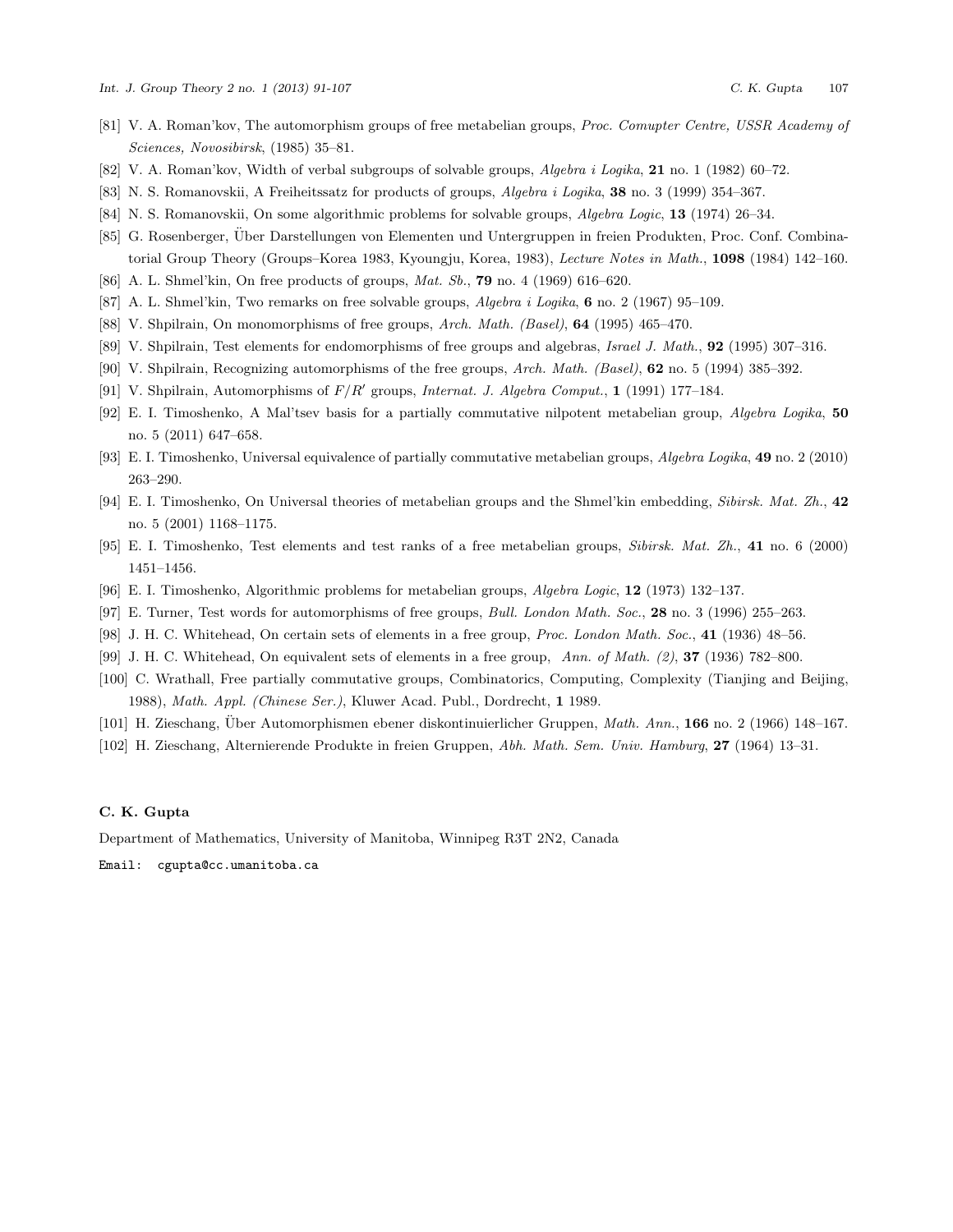[81] V. A. Roman'kov, The automorphism groups of free metabelian groups, *Proc. Comupter Centre, USSR Academy of Sciences, Novosibirsk*, (1985) 35–81.

[82] V. A. Roman'kov, Width of verbal subgroups of solvable groups, *Algebra i Logika*, **21** no. 1 (1982) 60–72.

[83] N. S. Romanovskii, A Freiheitssatz for products of groups, *Algebra i Logika*, **38** no. 3 (1999) 354–367.

[84] N. S. Romanovskii, On some algorithmic problems for solvable groups, *Algebra Logic*, **13** (1974) 26–34.

[85] G. Rosenberger, Über Darstellungen von Elementen und Untergruppen in freien Produkten, Proc. Conf. Combinatorial Group Theory (Groups–Korea 1983, Kyoungju, Korea, 1983), *Lecture Notes in Math.*, **1098** (1984) 142–160.

[86] A. L. Shmel'kin, On free products of groups, *Mat. Sb.*, **79** no. 4 (1969) 616–620.

[87] A. L. Shmel'kin, Two remarks on free solvable groups, *Algebra i Logika*, **6** no. 2 (1967) 95–109.

[88] V. Shpilrain, On monomorphisms of free groups, *Arch. Math. (Basel)*, **64** (1995) 465–470.

[89] V. Shpilrain, Test elements for endomorphisms of free groups and algebras, *Israel J. Math.*, **92** (1995) 307–316.

[90] V. Shpilrain, Recognizing automorphisms of the free groups, *Arch. Math. (Basel)*, **62** no. 5 (1994) 385–392.

[91] V. Shpilrain, Automorphisms of $F/R'$ groups, *Internat. J. Algebra Comput.*, **1** (1991) 177–184.

[92] E. I. Timoshenko, A Mal'tsev basis for a partially commutative nilpotent metabelian group, *Algebra Logika*, **50** no. 5 (2011) 647–658.

[93] E. I. Timoshenko, Universal equivalence of partially commutative metabelian groups, *Algebra Logika*, **49** no. 2 (2010) 263–290.

[94] E. I. Timoshenko, On Universal theories of metabelian groups and the Shmel'kin embedding, *Sibirsk. Mat. Zh.*, **42** no. 5 (2001) 1168–1175.

[95] E. I. Timoshenko, Test elements and test ranks of a free metabelian groups, *Sibirsk. Mat. Zh.*, **41** no. 6 (2000) 1451–1456.

[96] E. I. Timoshenko, Algorithmic problems for metabelian groups, *Algebra Logic*, **12** (1973) 132–137.

[97] E. Turner, Test words for automorphisms of free groups, *Bull. London Math. Soc.*, **28** no. 3 (1996) 255–263.

[98] J. H. C. Whitehead, On certain sets of elements in a free group, *Proc. London Math. Soc.*, **41** (1936) 48–56.

[99] J. H. C. Whitehead, On equivalent sets of elements in a free group, *Ann. of Math. (2)*, **37** (1936) 782–800.

[100] C. Wrathall, Free partially commutative groups, Combinatorics, Computing, Complexity (Tianjing and Beijing, 1988), *Math. Appl. (Chinese Ser.)*, Kluwer Acad. Publ., Dordrecht, **1** 1989.

[101] H. Zieschang, Über Automorphismen ebener diskontinuierlicher Gruppen, *Math. Ann.*, **166** no. 2 (1966) 148–167.

[102] H. Zieschang, Alternierende Produkte in freien Gruppen, *Abh. Math. Sem. Univ. Hamburg*, **27** (1964) 13–31.

**C. K. Gupta**

Department of Mathematics, University of Manitoba, Winnipeg R3T 2N2, Canada

Email: cgupta@cc.umanitoba.ca